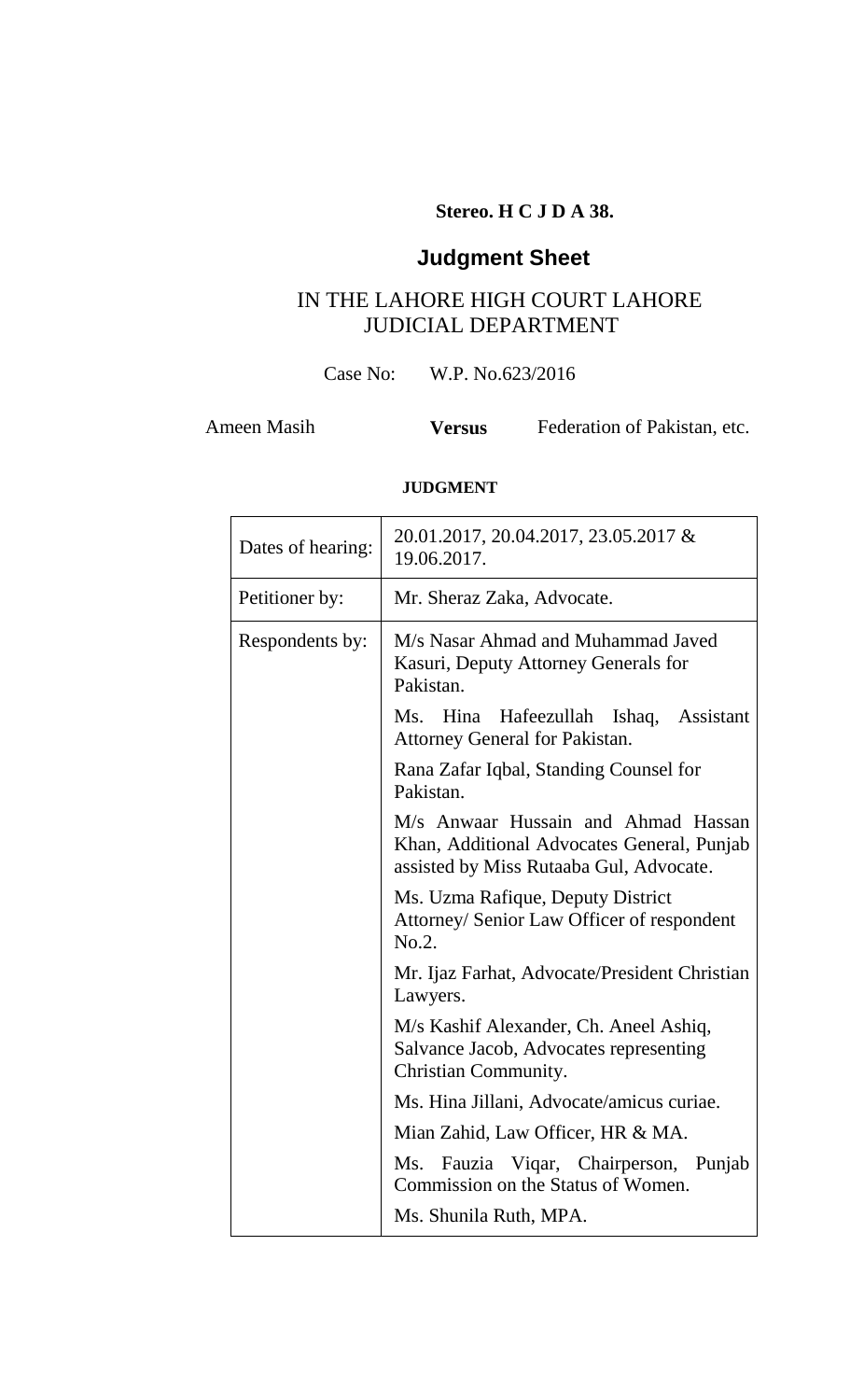**Stereo. H C J D A 38.**

# Judgment Sheet

## IN THE LAHORE HIGH COURT LAHORE
## JUDICIAL DEPARTMENT

Case No: W.P. No.623/2016

Ameen Masih **Versus** Federation of Pakistan, etc.

**JUDGMENT**

| | |
|---|---|
| Dates of hearing: | 20.01.2017, 20.04.2017, 23.05.2017 & 19.06.2017. |
| Petitioner by: | Mr. Sheraz Zaka, Advocate. |
| Respondents by: | M/s Nasar Ahmad and Muhammad Javed Kasuri, Deputy Attorney Generals for Pakistan.<br><br>Ms. Hina Hafeezullah Ishaq, Assistant Attorney General for Pakistan.<br><br>Rana Zafar Iqbal, Standing Counsel for Pakistan.<br><br>M/s Anwaar Hussain and Ahmad Hassan Khan, Additional Advocates General, Punjab assisted by Miss Rutaaba Gul, Advocate.<br><br>Ms. Uzma Rafique, Deputy District Attorney/ Senior Law Officer of respondent No.2.<br><br>Mr. Ijaz Farhat, Advocate/President Christian Lawyers.<br><br>M/s Kashif Alexander, Ch. Aneel Ashiq, Salvance Jacob, Advocates representing Christian Community.<br><br>Ms. Hina Jillani, Advocate/amicus curiae.<br><br>Mian Zahid, Law Officer, HR & MA.<br><br>Ms. Fauzia Viqar, Chairperson, Punjab Commission on the Status of Women.<br><br>Ms. Shunila Ruth, MPA. |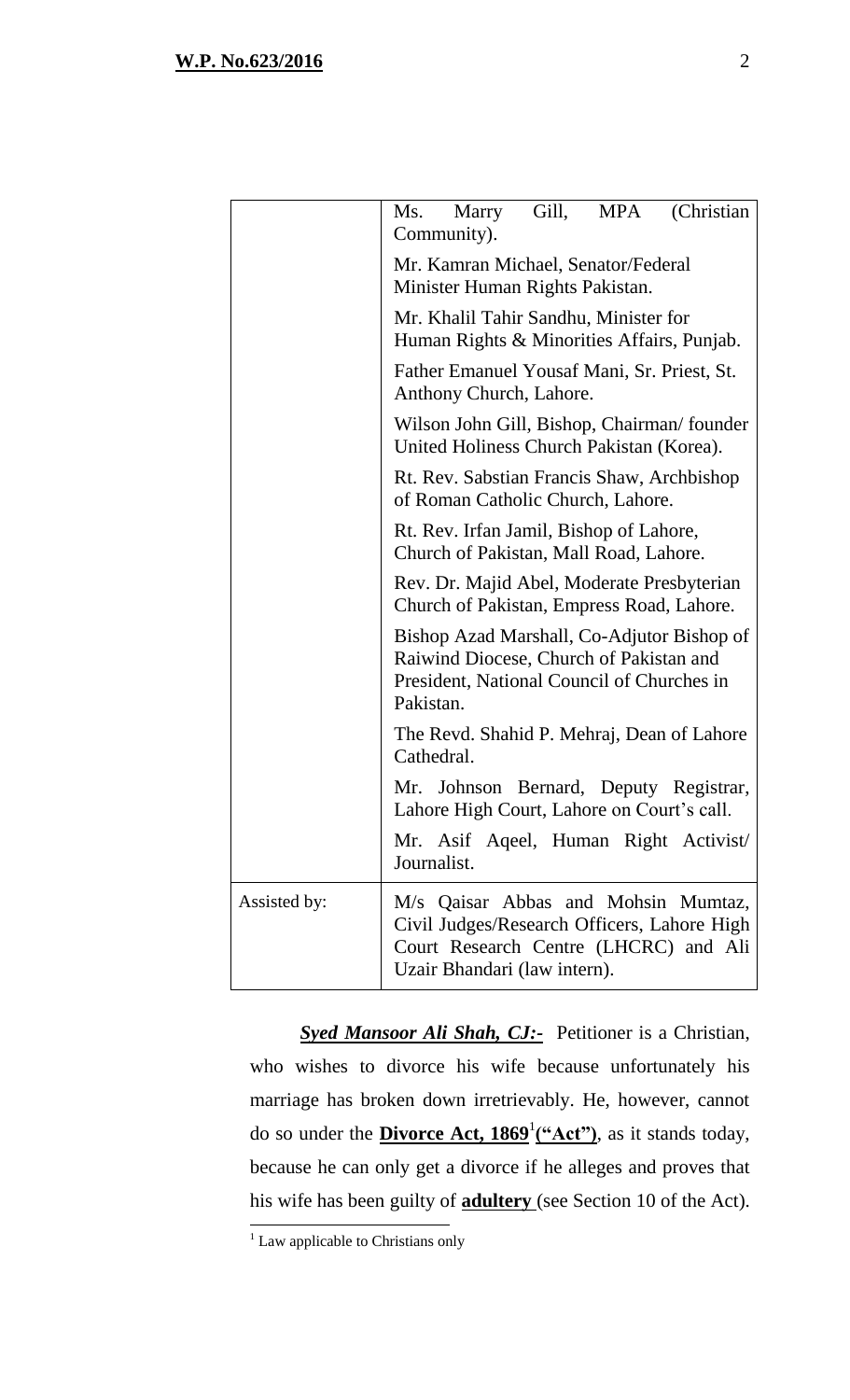| | |
|---|---|
| | Ms. Marry Gill, MPA (Christian Community). |
| | Mr. Kamran Michael, Senator/Federal Minister Human Rights Pakistan. |
| | Mr. Khalil Tahir Sandhu, Minister for Human Rights & Minorities Affairs, Punjab. |
| | Father Emanuel Yousaf Mani, Sr. Priest, St. Anthony Church, Lahore. |
| | Wilson John Gill, Bishop, Chairman/ founder United Holiness Church Pakistan (Korea). |
| | Rt. Rev. Sabstian Francis Shaw, Archbishop of Roman Catholic Church, Lahore. |
| | Rt. Rev. Irfan Jamil, Bishop of Lahore, Church of Pakistan, Mall Road, Lahore. |
| | Rev. Dr. Majid Abel, Moderate Presbyterian Church of Pakistan, Empress Road, Lahore. |
| | Bishop Azad Marshall, Co-Adjutor Bishop of Raiwind Diocese, Church of Pakistan and President, National Council of Churches in Pakistan. |
| | The Revd. Shahid P. Mehraj, Dean of Lahore Cathedral. |
| | Mr. Johnson Bernard, Deputy Registrar, Lahore High Court, Lahore on Court's call. |
| | Mr. Asif Aqeel, Human Right Activist/ Journalist. |
| Assisted by: | M/s Qaisar Abbas and Mohsin Mumtaz, Civil Judges/Research Officers, Lahore High Court Research Centre (LHCRC) and Ali Uzair Bhandari (law intern). |

***Syed Mansoor Ali Shah, CJ:-*** Petitioner is a Christian, who wishes to divorce his wife because unfortunately his marriage has broken down irretrievably. He, however, cannot do so under the **Divorce Act, 1869**[1] **("Act")**, as it stands today, because he can only get a divorce if he alleges and proves that his wife has been guilty of **adultery** (see Section 10 of the Act).

[1] Law applicable to Christians only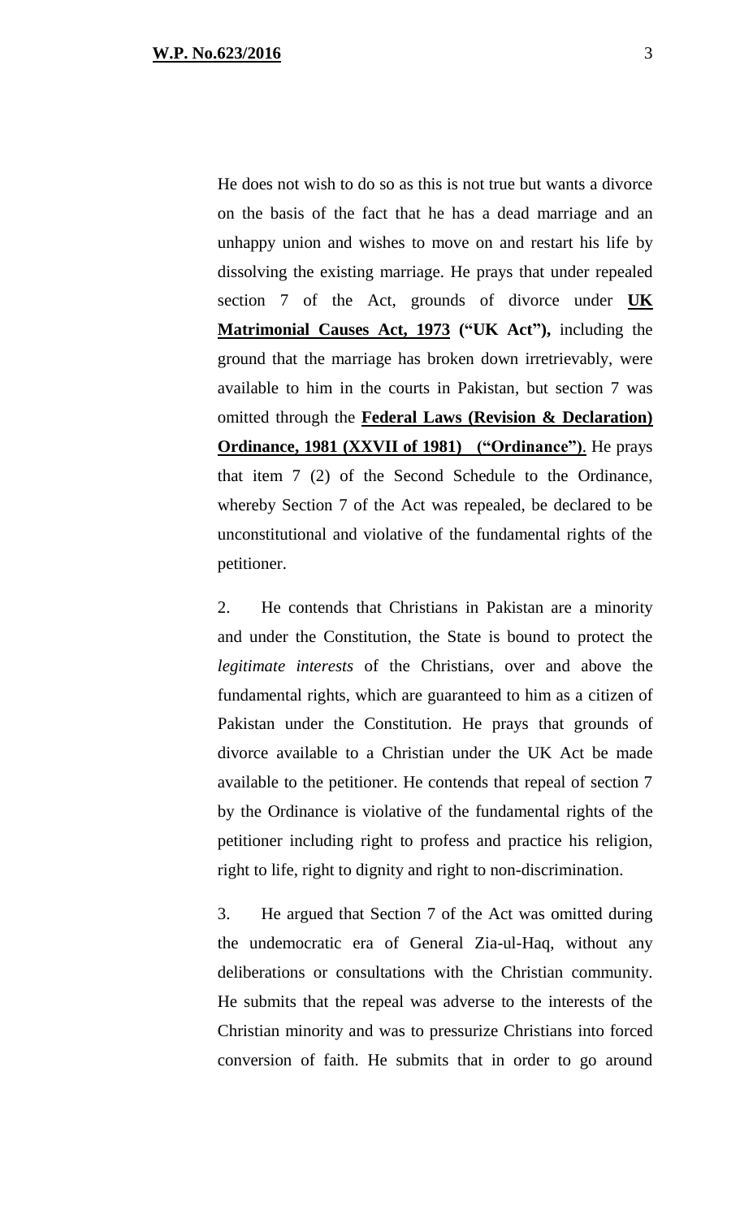He does not wish to do so as this is not true but wants a divorce on the basis of the fact that he has a dead marriage and an unhappy union and wishes to move on and restart his life by dissolving the existing marriage. He prays that under repealed section 7 of the Act, grounds of divorce under **UK Matrimonial Causes Act, 1973 ("UK Act"),** including the ground that the marriage has broken down irretrievably, were available to him in the courts in Pakistan, but section 7 was omitted through the **Federal Laws (Revision & Declaration) Ordinance, 1981 (XXVII of 1981) ("Ordinance")**. He prays that item 7 (2) of the Second Schedule to the Ordinance, whereby Section 7 of the Act was repealed, be declared to be unconstitutional and violative of the fundamental rights of the petitioner.

2. He contends that Christians in Pakistan are a minority and under the Constitution, the State is bound to protect the *legitimate interests* of the Christians, over and above the fundamental rights, which are guaranteed to him as a citizen of Pakistan under the Constitution. He prays that grounds of divorce available to a Christian under the UK Act be made available to the petitioner. He contends that repeal of section 7 by the Ordinance is violative of the fundamental rights of the petitioner including right to profess and practice his religion, right to life, right to dignity and right to non-discrimination.

3. He argued that Section 7 of the Act was omitted during the undemocratic era of General Zia-ul-Haq, without any deliberations or consultations with the Christian community. He submits that the repeal was adverse to the interests of the Christian minority and was to pressurize Christians into forced conversion of faith. He submits that in order to go around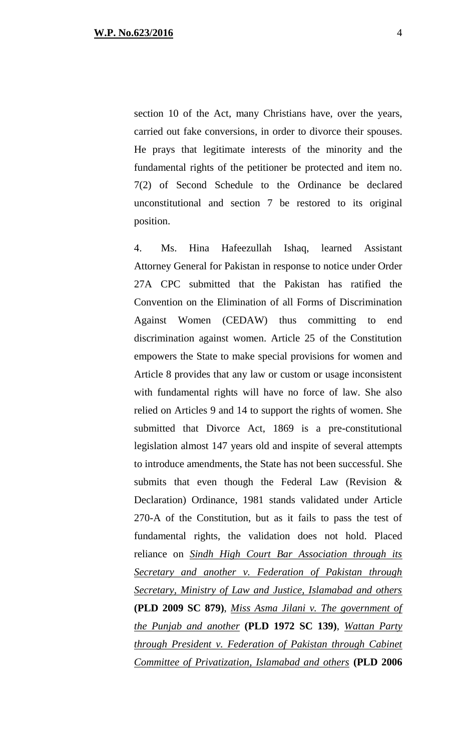section 10 of the Act, many Christians have, over the years, carried out fake conversions, in order to divorce their spouses. He prays that legitimate interests of the minority and the fundamental rights of the petitioner be protected and item no. 7(2) of Second Schedule to the Ordinance be declared unconstitutional and section 7 be restored to its original position.

4. Ms. Hina Hafeezullah Ishaq, learned Assistant Attorney General for Pakistan in response to notice under Order 27A CPC submitted that the Pakistan has ratified the Convention on the Elimination of all Forms of Discrimination Against Women (CEDAW) thus committing to end discrimination against women. Article 25 of the Constitution empowers the State to make special provisions for women and Article 8 provides that any law or custom or usage inconsistent with fundamental rights will have no force of law. She also relied on Articles 9 and 14 to support the rights of women. She submitted that Divorce Act, 1869 is a pre-constitutional legislation almost 147 years old and inspite of several attempts to introduce amendments, the State has not been successful. She submits that even though the Federal Law (Revision & Declaration) Ordinance, 1981 stands validated under Article 270-A of the Constitution, but as it fails to pass the test of fundamental rights, the validation does not hold. Placed reliance on *Sindh High Court Bar Association through its Secretary and another v. Federation of Pakistan through Secretary, Ministry of Law and Justice, Islamabad and others* **(PLD 2009 SC 879)**, *Miss Asma Jilani v. The government of the Punjab and another* **(PLD 1972 SC 139)**, *Wattan Party through President v. Federation of Pakistan through Cabinet Committee of Privatization, Islamabad and others* **(PLD 2006**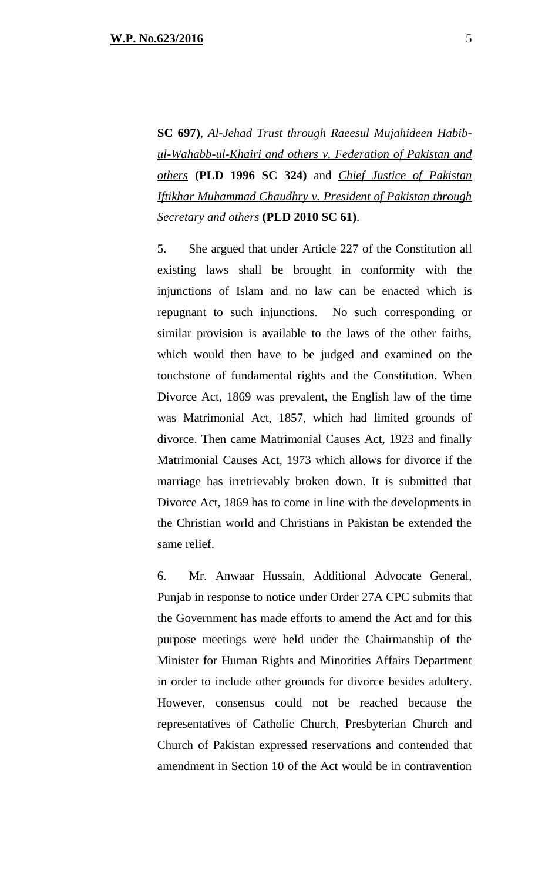**SC 697)**, *Al-Jehad Trust through Raeesul Mujahideen Habib-ul-Wahabb-ul-Khairi and others v. Federation of Pakistan and others* **(PLD 1996 SC 324)** and *Chief Justice of Pakistan Iftikhar Muhammad Chaudhry v. President of Pakistan through Secretary and others* **(PLD 2010 SC 61)**.

5. She argued that under Article 227 of the Constitution all existing laws shall be brought in conformity with the injunctions of Islam and no law can be enacted which is repugnant to such injunctions. No such corresponding or similar provision is available to the laws of the other faiths, which would then have to be judged and examined on the touchstone of fundamental rights and the Constitution. When Divorce Act, 1869 was prevalent, the English law of the time was Matrimonial Act, 1857, which had limited grounds of divorce. Then came Matrimonial Causes Act, 1923 and finally Matrimonial Causes Act, 1973 which allows for divorce if the marriage has irretrievably broken down. It is submitted that Divorce Act, 1869 has to come in line with the developments in the Christian world and Christians in Pakistan be extended the same relief.

6. Mr. Anwaar Hussain, Additional Advocate General, Punjab in response to notice under Order 27A CPC submits that the Government has made efforts to amend the Act and for this purpose meetings were held under the Chairmanship of the Minister for Human Rights and Minorities Affairs Department in order to include other grounds for divorce besides adultery. However, consensus could not be reached because the representatives of Catholic Church, Presbyterian Church and Church of Pakistan expressed reservations and contended that amendment in Section 10 of the Act would be in contravention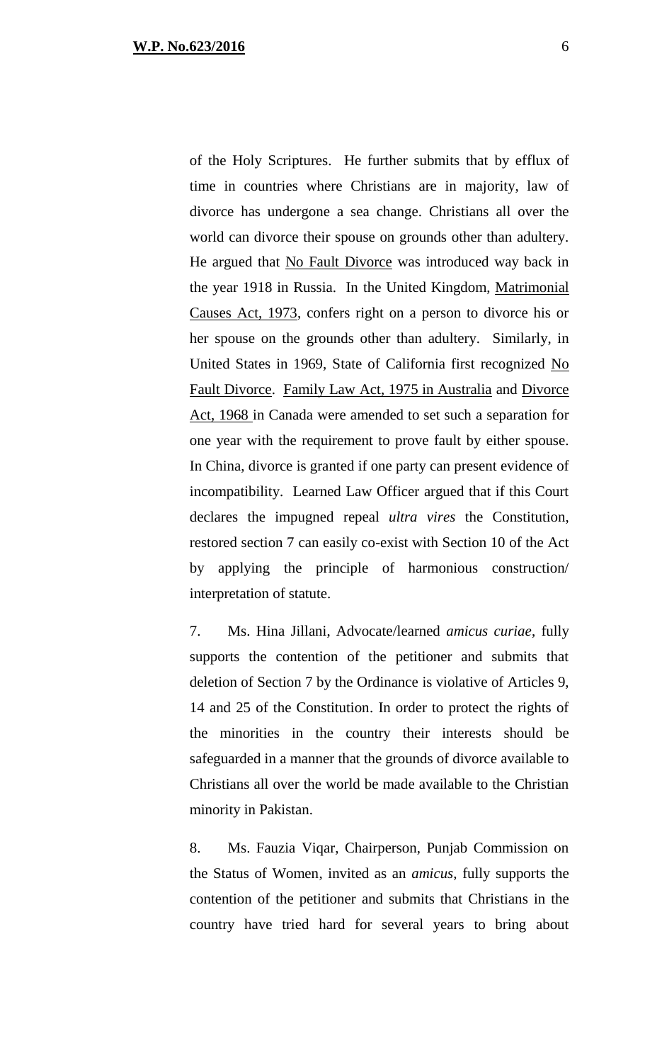of the Holy Scriptures. He further submits that by efflux of time in countries where Christians are in majority, law of divorce has undergone a sea change. Christians all over the world can divorce their spouse on grounds other than adultery. He argued that No Fault Divorce was introduced way back in the year 1918 in Russia. In the United Kingdom, Matrimonial Causes Act, 1973, confers right on a person to divorce his or her spouse on the grounds other than adultery. Similarly, in United States in 1969, State of California first recognized No Fault Divorce. Family Law Act, 1975 in Australia and Divorce Act, 1968 in Canada were amended to set such a separation for one year with the requirement to prove fault by either spouse. In China, divorce is granted if one party can present evidence of incompatibility. Learned Law Officer argued that if this Court declares the impugned repeal *ultra vires* the Constitution, restored section 7 can easily co-exist with Section 10 of the Act by applying the principle of harmonious construction/ interpretation of statute.

7. Ms. Hina Jillani, Advocate/learned *amicus curiae*, fully supports the contention of the petitioner and submits that deletion of Section 7 by the Ordinance is violative of Articles 9, 14 and 25 of the Constitution. In order to protect the rights of the minorities in the country their interests should be safeguarded in a manner that the grounds of divorce available to Christians all over the world be made available to the Christian minority in Pakistan.

8. Ms. Fauzia Viqar, Chairperson, Punjab Commission on the Status of Women, invited as an *amicus*, fully supports the contention of the petitioner and submits that Christians in the country have tried hard for several years to bring about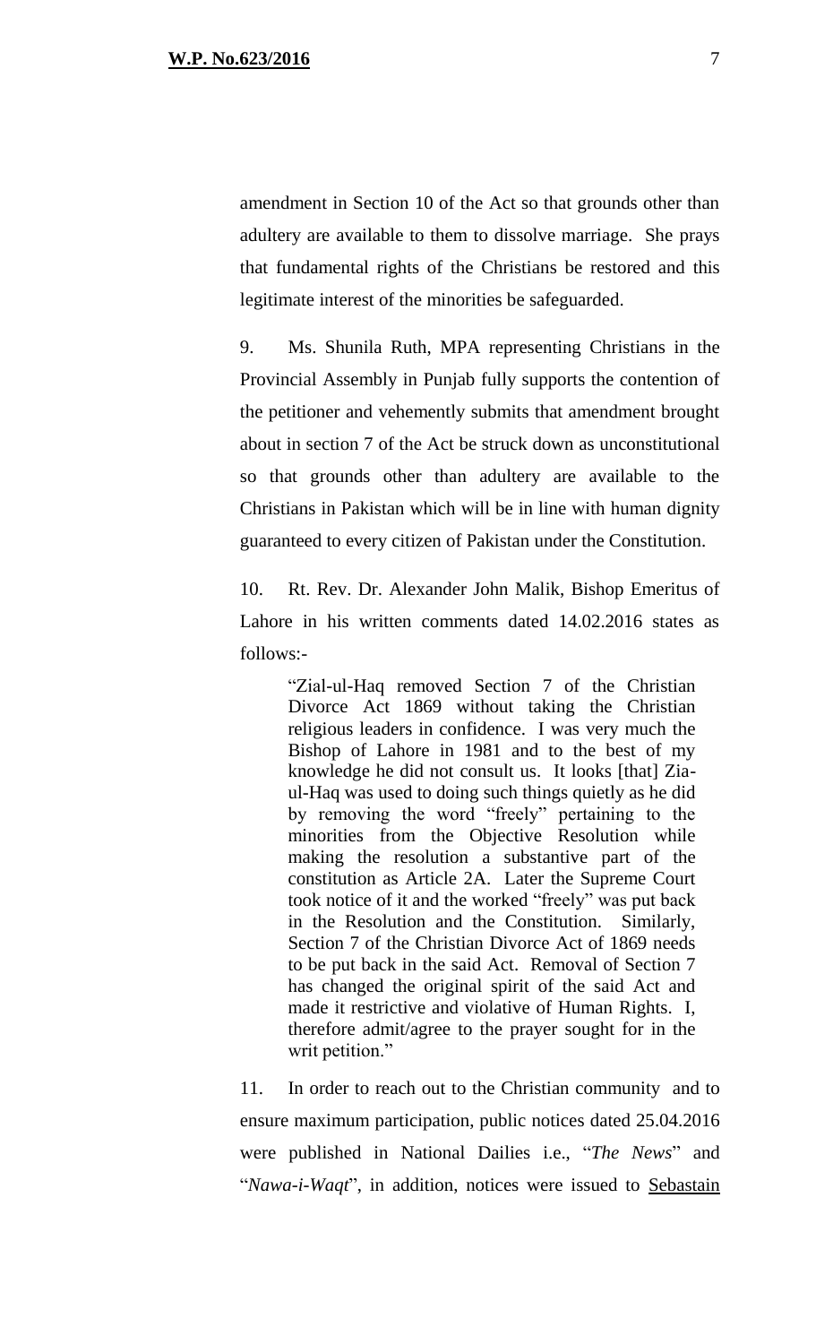amendment in Section 10 of the Act so that grounds other than adultery are available to them to dissolve marriage. She prays that fundamental rights of the Christians be restored and this legitimate interest of the minorities be safeguarded.

9. Ms. Shunila Ruth, MPA representing Christians in the Provincial Assembly in Punjab fully supports the contention of the petitioner and vehemently submits that amendment brought about in section 7 of the Act be struck down as unconstitutional so that grounds other than adultery are available to the Christians in Pakistan which will be in line with human dignity guaranteed to every citizen of Pakistan under the Constitution.

10. Rt. Rev. Dr. Alexander John Malik, Bishop Emeritus of Lahore in his written comments dated 14.02.2016 states as follows:-

> "Zial-ul-Haq removed Section 7 of the Christian Divorce Act 1869 without taking the Christian religious leaders in confidence. I was very much the Bishop of Lahore in 1981 and to the best of my knowledge he did not consult us. It looks [that] Zia-ul-Haq was used to doing such things quietly as he did by removing the word "freely" pertaining to the minorities from the Objective Resolution while making the resolution a substantive part of the constitution as Article 2A. Later the Supreme Court took notice of it and the worked "freely" was put back in the Resolution and the Constitution. Similarly, Section 7 of the Christian Divorce Act of 1869 needs to be put back in the said Act. Removal of Section 7 has changed the original spirit of the said Act and made it restrictive and violative of Human Rights. I, therefore admit/agree to the prayer sought for in the writ petition."

11. In order to reach out to the Christian community and to ensure maximum participation, public notices dated 25.04.2016 were published in National Dailies i.e., "*The News*" and "*Nawa-i-Waqt*", in addition, notices were issued to Sebastain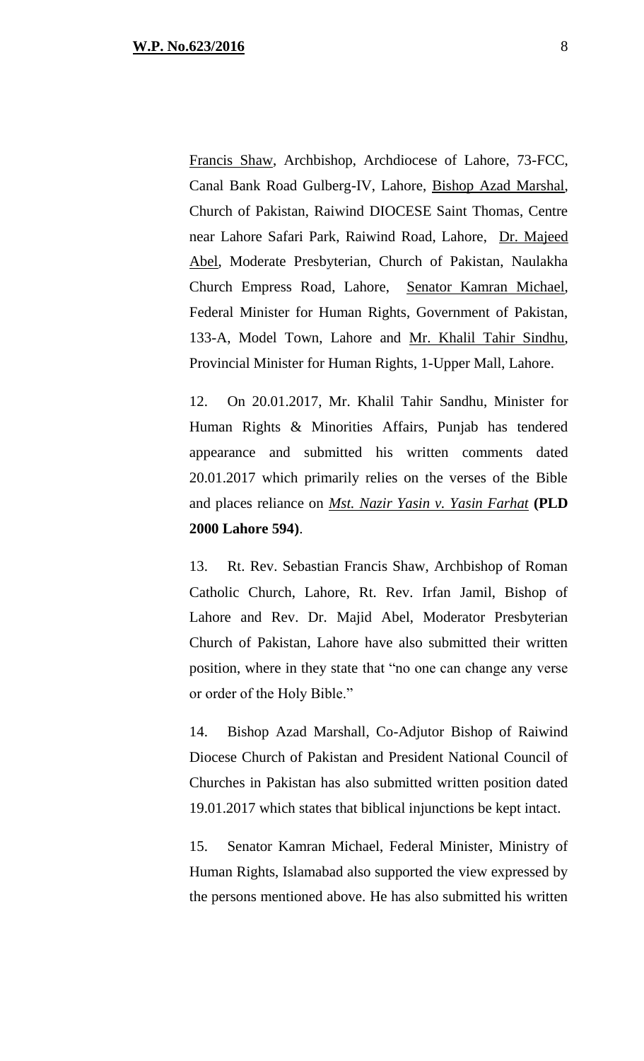<u>Francis Shaw</u>, Archbishop, Archdiocese of Lahore, 73-FCC, Canal Bank Road Gulberg-IV, Lahore, <u>Bishop Azad Marshal</u>, Church of Pakistan, Raiwind DIOCESE Saint Thomas, Centre near Lahore Safari Park, Raiwind Road, Lahore, <u>Dr. Majeed Abel</u>, Moderate Presbyterian, Church of Pakistan, Naulakha Church Empress Road, Lahore, <u>Senator Kamran Michael</u>, Federal Minister for Human Rights, Government of Pakistan, 133-A, Model Town, Lahore and <u>Mr. Khalil Tahir Sindhu</u>, Provincial Minister for Human Rights, 1-Upper Mall, Lahore.

12. On 20.01.2017, Mr. Khalil Tahir Sandhu, Minister for Human Rights & Minorities Affairs, Punjab has tendered appearance and submitted his written comments dated 20.01.2017 which primarily relies on the verses of the Bible and places reliance on ***<u>Mst. Nazir Yasin v. Yasin Farhat</u>*** **(PLD 2000 Lahore 594)**.

13. Rt. Rev. Sebastian Francis Shaw, Archbishop of Roman Catholic Church, Lahore, Rt. Rev. Irfan Jamil, Bishop of Lahore and Rev. Dr. Majid Abel, Moderator Presbyterian Church of Pakistan, Lahore have also submitted their written position, where in they state that "no one can change any verse or order of the Holy Bible."

14. Bishop Azad Marshall, Co-Adjutor Bishop of Raiwind Diocese Church of Pakistan and President National Council of Churches in Pakistan has also submitted written position dated 19.01.2017 which states that biblical injunctions be kept intact.

15. Senator Kamran Michael, Federal Minister, Ministry of Human Rights, Islamabad also supported the view expressed by the persons mentioned above. He has also submitted his written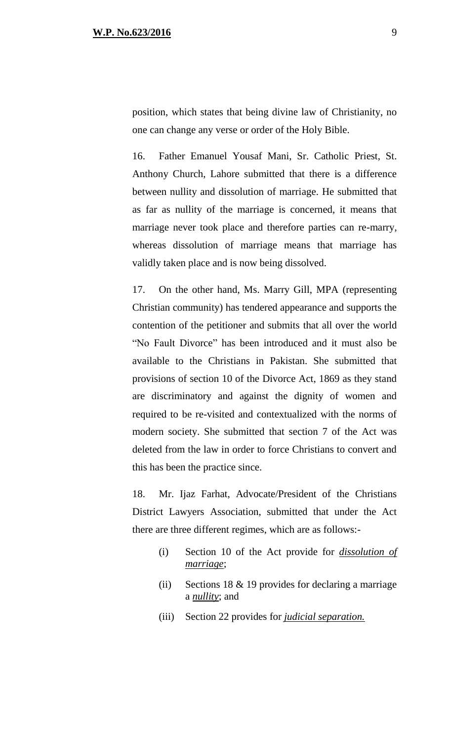position, which states that being divine law of Christianity, no one can change any verse or order of the Holy Bible.

16. Father Emanuel Yousaf Mani, Sr. Catholic Priest, St. Anthony Church, Lahore submitted that there is a difference between nullity and dissolution of marriage. He submitted that as far as nullity of the marriage is concerned, it means that marriage never took place and therefore parties can re-marry, whereas dissolution of marriage means that marriage has validly taken place and is now being dissolved.

17. On the other hand, Ms. Marry Gill, MPA (representing Christian community) has tendered appearance and supports the contention of the petitioner and submits that all over the world "No Fault Divorce" has been introduced and it must also be available to the Christians in Pakistan. She submitted that provisions of section 10 of the Divorce Act, 1869 as they stand are discriminatory and against the dignity of women and required to be re-visited and contextualized with the norms of modern society. She submitted that section 7 of the Act was deleted from the law in order to force Christians to convert and this has been the practice since.

18. Mr. Ijaz Farhat, Advocate/President of the Christians District Lawyers Association, submitted that under the Act there are three different regimes, which are as follows:-

- (i) Section 10 of the Act provide for ***dissolution of marriage***;
- (ii) Sections 18 & 19 provides for declaring a marriage a ***nullity***; and
- (iii) Section 22 provides for ***judicial separation.***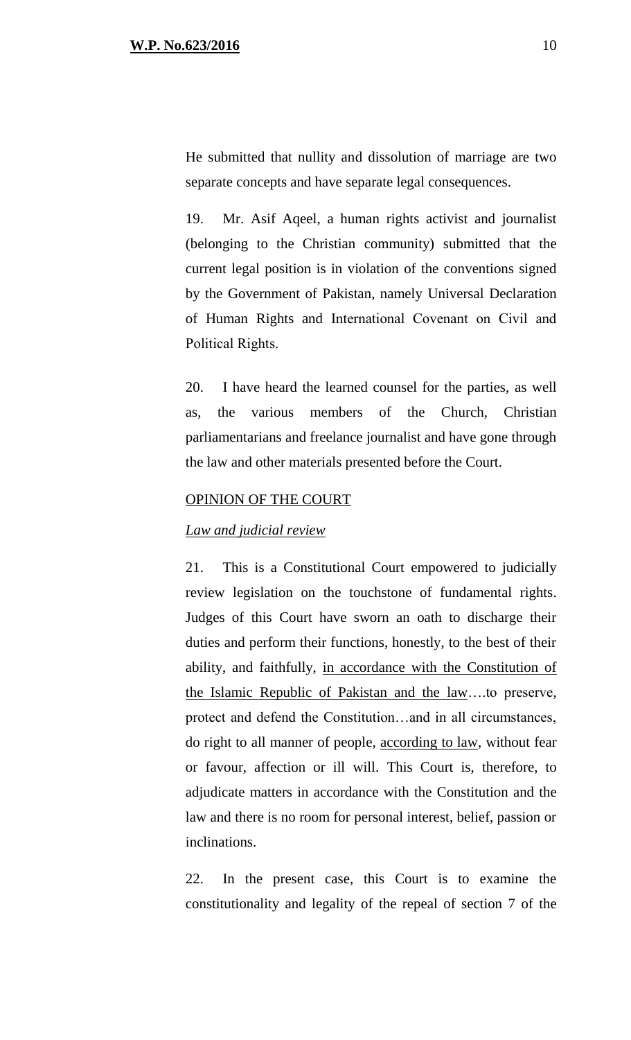He submitted that nullity and dissolution of marriage are two separate concepts and have separate legal consequences.

19. Mr. Asif Aqeel, a human rights activist and journalist (belonging to the Christian community) submitted that the current legal position is in violation of the conventions signed by the Government of Pakistan, namely Universal Declaration of Human Rights and International Covenant on Civil and Political Rights.

20. I have heard the learned counsel for the parties, as well as, the various members of the Church, Christian parliamentarians and freelance journalist and have gone through the law and other materials presented before the Court.

## OPINION OF THE COURT

### *Law and judicial review*

21. This is a Constitutional Court empowered to judicially review legislation on the touchstone of fundamental rights. Judges of this Court have sworn an oath to discharge their duties and perform their functions, honestly, to the best of their ability, and faithfully, in accordance with the Constitution of the Islamic Republic of Pakistan and the law….to preserve, protect and defend the Constitution…and in all circumstances, do right to all manner of people, according to law, without fear or favour, affection or ill will. This Court is, therefore, to adjudicate matters in accordance with the Constitution and the law and there is no room for personal interest, belief, passion or inclinations.

22. In the present case, this Court is to examine the constitutionality and legality of the repeal of section 7 of the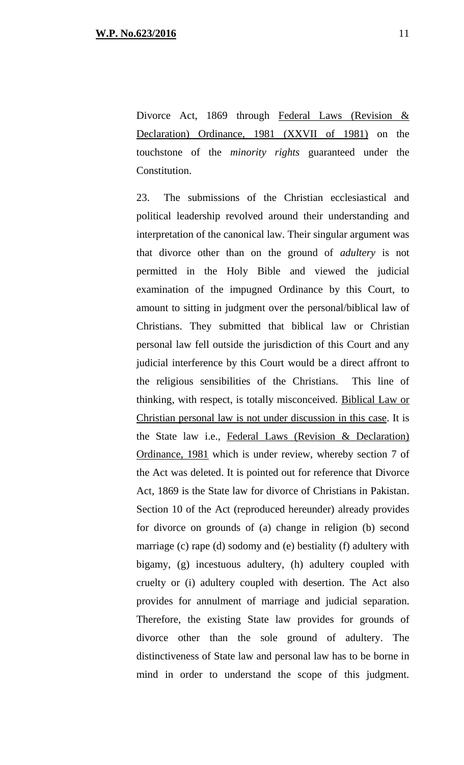Divorce Act, 1869 through Federal Laws (Revision & Declaration) Ordinance, 1981 (XXVII of 1981) on the touchstone of the *minority rights* guaranteed under the Constitution.

23. The submissions of the Christian ecclesiastical and political leadership revolved around their understanding and interpretation of the canonical law. Their singular argument was that divorce other than on the ground of *adultery* is not permitted in the Holy Bible and viewed the judicial examination of the impugned Ordinance by this Court, to amount to sitting in judgment over the personal/biblical law of Christians. They submitted that biblical law or Christian personal law fell outside the jurisdiction of this Court and any judicial interference by this Court would be a direct affront to the religious sensibilities of the Christians. This line of thinking, with respect, is totally misconceived. Biblical Law or Christian personal law is not under discussion in this case. It is the State law i.e., Federal Laws (Revision & Declaration) Ordinance, 1981 which is under review, whereby section 7 of the Act was deleted. It is pointed out for reference that Divorce Act, 1869 is the State law for divorce of Christians in Pakistan. Section 10 of the Act (reproduced hereunder) already provides for divorce on grounds of (a) change in religion (b) second marriage (c) rape (d) sodomy and (e) bestiality (f) adultery with bigamy, (g) incestuous adultery, (h) adultery coupled with cruelty or (i) adultery coupled with desertion. The Act also provides for annulment of marriage and judicial separation. Therefore, the existing State law provides for grounds of divorce other than the sole ground of adultery. The distinctiveness of State law and personal law has to be borne in mind in order to understand the scope of this judgment.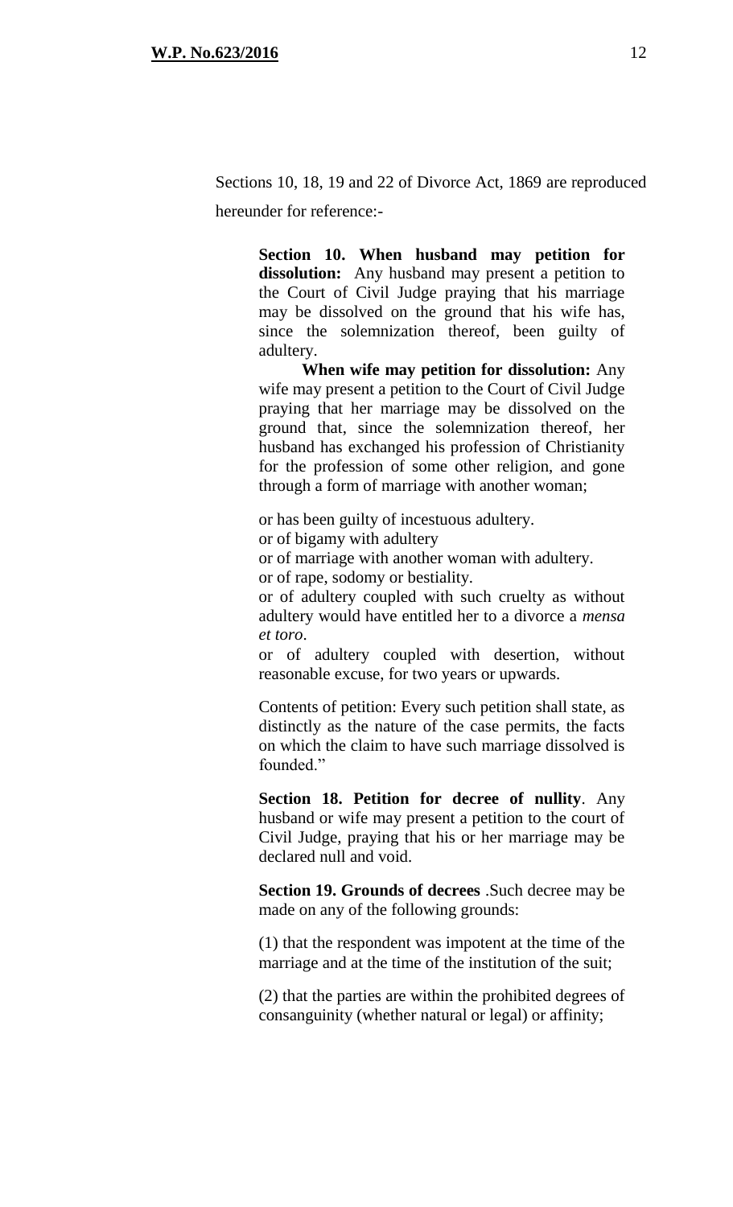Sections 10, 18, 19 and 22 of Divorce Act, 1869 are reproduced hereunder for reference:-

> **Section 10. When husband may petition for dissolution:** Any husband may present a petition to the Court of Civil Judge praying that his marriage may be dissolved on the ground that his wife has, since the solemnization thereof, been guilty of adultery.
>
> **When wife may petition for dissolution:** Any wife may present a petition to the Court of Civil Judge praying that her marriage may be dissolved on the ground that, since the solemnization thereof, her husband has exchanged his profession of Christianity for the profession of some other religion, and gone through a form of marriage with another woman;
>
> or has been guilty of incestuous adultery.
> or of bigamy with adultery
> or of marriage with another woman with adultery.
> or of rape, sodomy or bestiality.
> or of adultery coupled with such cruelty as without adultery would have entitled her to a divorce a *mensa et toro*.
> or of adultery coupled with desertion, without reasonable excuse, for two years or upwards.
>
> Contents of petition: Every such petition shall state, as distinctly as the nature of the case permits, the facts on which the claim to have such marriage dissolved is founded."
>
> **Section 18. Petition for decree of nullity**. Any husband or wife may present a petition to the court of Civil Judge, praying that his or her marriage may be declared null and void.
>
> **Section 19. Grounds of decrees** .Such decree may be made on any of the following grounds:
>
> (1) that the respondent was impotent at the time of the marriage and at the time of the institution of the suit;
>
> (2) that the parties are within the prohibited degrees of consanguinity (whether natural or legal) or affinity;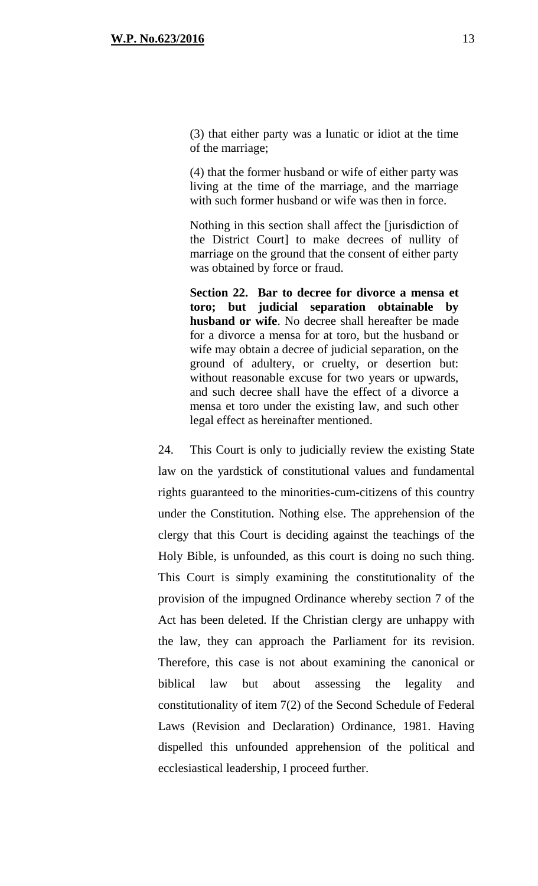> (3) that either party was a lunatic or idiot at the time of the marriage;
>
> (4) that the former husband or wife of either party was living at the time of the marriage, and the marriage with such former husband or wife was then in force.
>
> Nothing in this section shall affect the [jurisdiction of the District Court] to make decrees of nullity of marriage on the ground that the consent of either party was obtained by force or fraud.
>
> **Section 22. Bar to decree for divorce a mensa et toro; but judicial separation obtainable by husband or wife**. No decree shall hereafter be made for a divorce a mensa for at toro, but the husband or wife may obtain a decree of judicial separation, on the ground of adultery, or cruelty, or desertion but: without reasonable excuse for two years or upwards, and such decree shall have the effect of a divorce a mensa et toro under the existing law, and such other legal effect as hereinafter mentioned.

24. This Court is only to judicially review the existing State law on the yardstick of constitutional values and fundamental rights guaranteed to the minorities-cum-citizens of this country under the Constitution. Nothing else. The apprehension of the clergy that this Court is deciding against the teachings of the Holy Bible, is unfounded, as this court is doing no such thing. This Court is simply examining the constitutionality of the provision of the impugned Ordinance whereby section 7 of the Act has been deleted. If the Christian clergy are unhappy with the law, they can approach the Parliament for its revision. Therefore, this case is not about examining the canonical or biblical law but about assessing the legality and constitutionality of item 7(2) of the Second Schedule of Federal Laws (Revision and Declaration) Ordinance, 1981. Having dispelled this unfounded apprehension of the political and ecclesiastical leadership, I proceed further.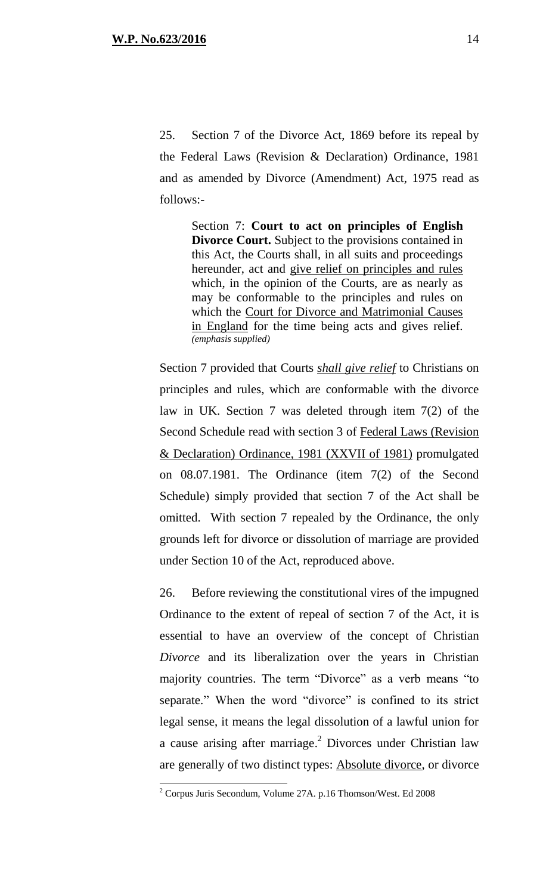25. Section 7 of the Divorce Act, 1869 before its repeal by the Federal Laws (Revision & Declaration) Ordinance, 1981 and as amended by Divorce (Amendment) Act, 1975 read as follows:-

> Section 7: **Court to act on principles of English Divorce Court.** Subject to the provisions contained in this Act, the Courts shall, in all suits and proceedings hereunder, act and <u>give relief on principles and rules</u> which, in the opinion of the Courts, are as nearly as may be conformable to the principles and rules on which the <u>Court for Divorce and Matrimonial Causes in England</u> for the time being acts and gives relief. *(emphasis supplied)*

Section 7 provided that Courts ***<u>shall give relief</u>*** to Christians on principles and rules, which are conformable with the divorce law in UK. Section 7 was deleted through item 7(2) of the Second Schedule read with section 3 of <u>Federal Laws (Revision & Declaration) Ordinance, 1981 (XXVII of 1981)</u> promulgated on 08.07.1981. The Ordinance (item 7(2) of the Second Schedule) simply provided that section 7 of the Act shall be omitted. With section 7 repealed by the Ordinance, the only grounds left for divorce or dissolution of marriage are provided under Section 10 of the Act, reproduced above.

26. Before reviewing the constitutional vires of the impugned Ordinance to the extent of repeal of section 7 of the Act, it is essential to have an overview of the concept of Christian *Divorce* and its liberalization over the years in Christian majority countries. The term "Divorce" as a verb means "to separate." When the word "divorce" is confined to its strict legal sense, it means the legal dissolution of a lawful union for a cause arising after marriage.[2] Divorces under Christian law are generally of two distinct types: <u>Absolute divorce</u>, or divorce

---

[2] Corpus Juris Secondum, Volume 27A. p.16 Thomson/West. Ed 2008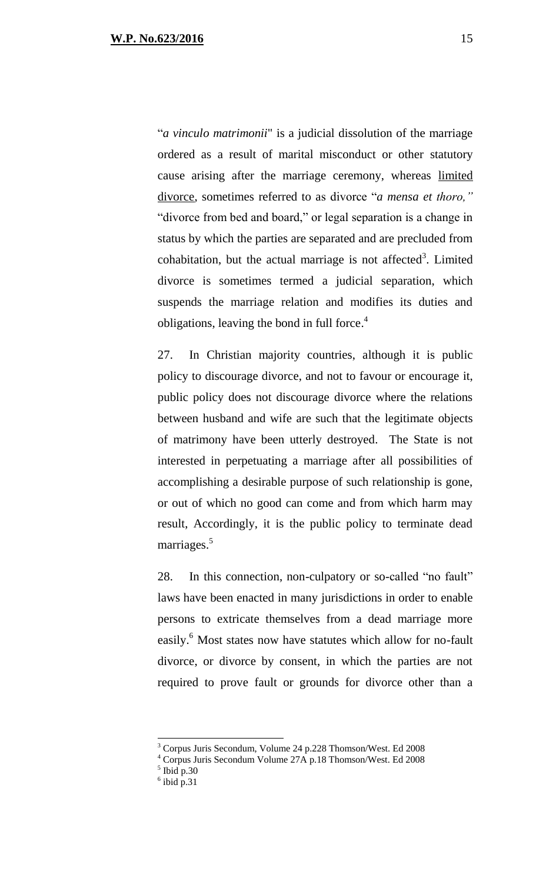"*a vinculo matrimonii*" is a judicial dissolution of the marriage ordered as a result of marital misconduct or other statutory cause arising after the marriage ceremony, whereas limited divorce, sometimes referred to as divorce "*a mensa et thoro,"* "divorce from bed and board," or legal separation is a change in status by which the parties are separated and are precluded from cohabitation, but the actual marriage is not affected[3]. Limited divorce is sometimes termed a judicial separation, which suspends the marriage relation and modifies its duties and obligations, leaving the bond in full force.[4]

27. In Christian majority countries, although it is public policy to discourage divorce, and not to favour or encourage it, public policy does not discourage divorce where the relations between husband and wife are such that the legitimate objects of matrimony have been utterly destroyed. The State is not interested in perpetuating a marriage after all possibilities of accomplishing a desirable purpose of such relationship is gone, or out of which no good can come and from which harm may result, Accordingly, it is the public policy to terminate dead marriages.[5]

28. In this connection, non-culpatory or so-called "no fault" laws have been enacted in many jurisdictions in order to enable persons to extricate themselves from a dead marriage more easily.[6] Most states now have statutes which allow for no-fault divorce, or divorce by consent, in which the parties are not required to prove fault or grounds for divorce other than a

---

[3] Corpus Juris Secondum, Volume 24 p.228 Thomson/West. Ed 2008

[4] Corpus Juris Secondum Volume 27A p.18 Thomson/West. Ed 2008

[5] Ibid p.30

[6] ibid p.31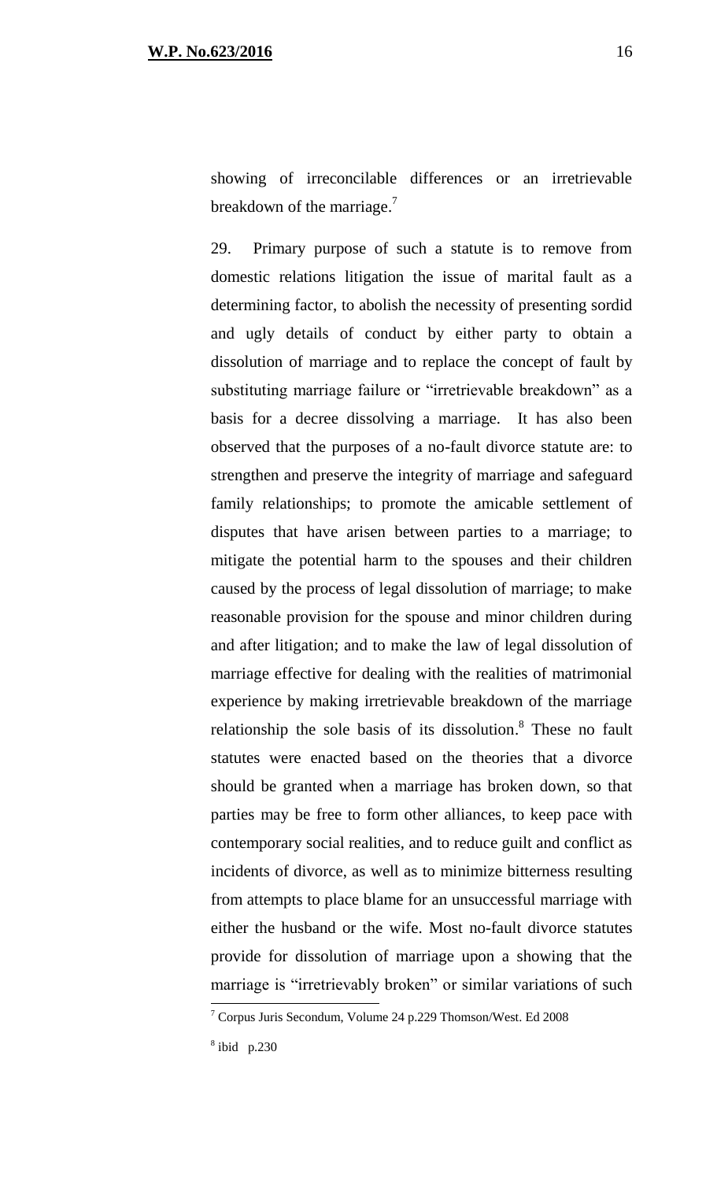showing of irreconcilable differences or an irretrievable breakdown of the marriage.[7]

29. Primary purpose of such a statute is to remove from domestic relations litigation the issue of marital fault as a determining factor, to abolish the necessity of presenting sordid and ugly details of conduct by either party to obtain a dissolution of marriage and to replace the concept of fault by substituting marriage failure or "irretrievable breakdown" as a basis for a decree dissolving a marriage. It has also been observed that the purposes of a no-fault divorce statute are: to strengthen and preserve the integrity of marriage and safeguard family relationships; to promote the amicable settlement of disputes that have arisen between parties to a marriage; to mitigate the potential harm to the spouses and their children caused by the process of legal dissolution of marriage; to make reasonable provision for the spouse and minor children during and after litigation; and to make the law of legal dissolution of marriage effective for dealing with the realities of matrimonial experience by making irretrievable breakdown of the marriage relationship the sole basis of its dissolution.[8] These no fault statutes were enacted based on the theories that a divorce should be granted when a marriage has broken down, so that parties may be free to form other alliances, to keep pace with contemporary social realities, and to reduce guilt and conflict as incidents of divorce, as well as to minimize bitterness resulting from attempts to place blame for an unsuccessful marriage with either the husband or the wife. Most no-fault divorce statutes provide for dissolution of marriage upon a showing that the marriage is "irretrievably broken" or similar variations of such

---

[7] Corpus Juris Secondum, Volume 24 p.229 Thomson/West. Ed 2008

[8] ibid p.230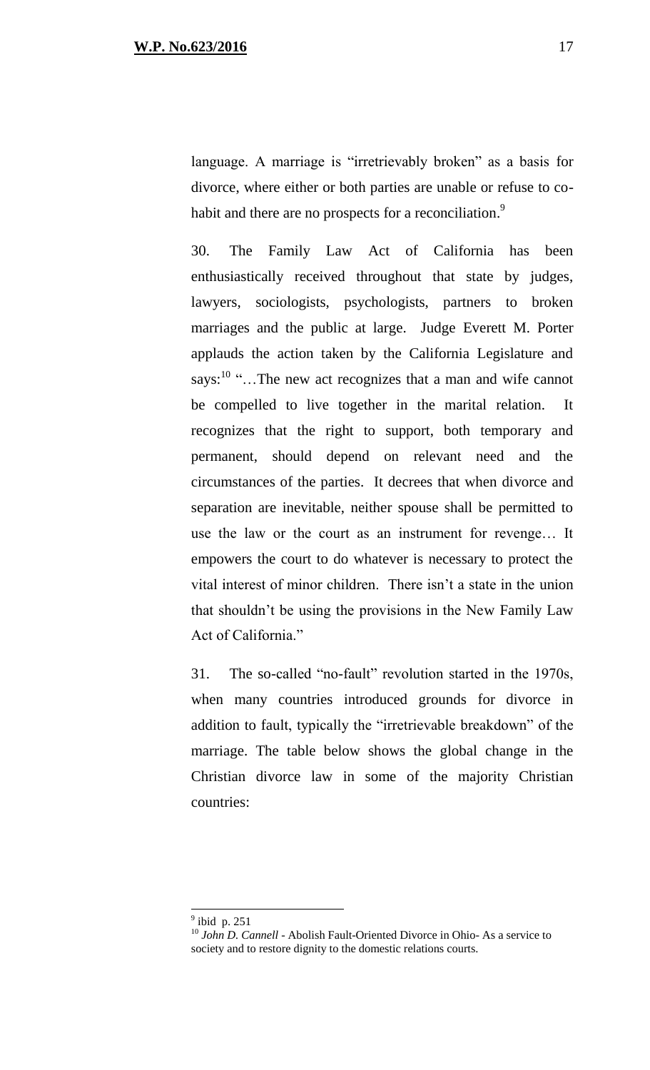language. A marriage is "irretrievably broken" as a basis for divorce, where either or both parties are unable or refuse to co-habit and there are no prospects for a reconciliation.[9]

30. The Family Law Act of California has been enthusiastically received throughout that state by judges, lawyers, sociologists, psychologists, partners to broken marriages and the public at large. Judge Everett M. Porter applauds the action taken by the California Legislature and says:[10] "…The new act recognizes that a man and wife cannot be compelled to live together in the marital relation. It recognizes that the right to support, both temporary and permanent, should depend on relevant need and the circumstances of the parties. It decrees that when divorce and separation are inevitable, neither spouse shall be permitted to use the law or the court as an instrument for revenge… It empowers the court to do whatever is necessary to protect the vital interest of minor children. There isn't a state in the union that shouldn't be using the provisions in the New Family Law Act of California."

31. The so-called "no-fault" revolution started in the 1970s, when many countries introduced grounds for divorce in addition to fault, typically the "irretrievable breakdown" of the marriage. The table below shows the global change in the Christian divorce law in some of the majority Christian countries:

---

[9] ibid p. 251

[10] *John D. Cannell* - Abolish Fault-Oriented Divorce in Ohio- As a service to society and to restore dignity to the domestic relations courts.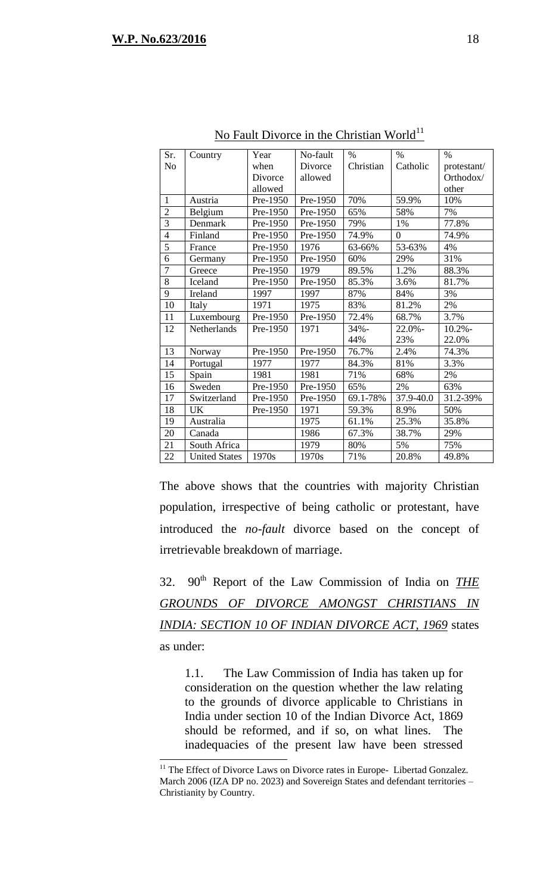No Fault Divorce in the Christian World[11]

| Sr. No | Country | Year when Divorce allowed | No-fault Divorce allowed | % Christian | % Catholic | % protestant/ Orthodox/ other |
|---|---|---|---|---|---|---|
| 1 | Austria | Pre-1950 | Pre-1950 | 70% | 59.9% | 10% |
| 2 | Belgium | Pre-1950 | Pre-1950 | 65% | 58% | 7% |
| 3 | Denmark | Pre-1950 | Pre-1950 | 79% | 1% | 77.8% |
| 4 | Finland | Pre-1950 | Pre-1950 | 74.9% | 0 | 74.9% |
| 5 | France | Pre-1950 | 1976 | 63-66% | 53-63% | 4% |
| 6 | Germany | Pre-1950 | Pre-1950 | 60% | 29% | 31% |
| 7 | Greece | Pre-1950 | 1979 | 89.5% | 1.2% | 88.3% |
| 8 | Iceland | Pre-1950 | Pre-1950 | 85.3% | 3.6% | 81.7% |
| 9 | Ireland | 1997 | 1997 | 87% | 84% | 3% |
| 10 | Italy | 1971 | 1975 | 83% | 81.2% | 2% |
| 11 | Luxembourg | Pre-1950 | Pre-1950 | 72.4% | 68.7% | 3.7% |
| 12 | Netherlands | Pre-1950 | 1971 | 34%-44% | 22.0%-23% | 10.2%-22.0% |
| 13 | Norway | Pre-1950 | Pre-1950 | 76.7% | 2.4% | 74.3% |
| 14 | Portugal | 1977 | 1977 | 84.3% | 81% | 3.3% |
| 15 | Spain | 1981 | 1981 | 71% | 68% | 2% |
| 16 | Sweden | Pre-1950 | Pre-1950 | 65% | 2% | 63% |
| 17 | Switzerland | Pre-1950 | Pre-1950 | 69.1-78% | 37.9-40.0 | 31.2-39% |
| 18 | UK | Pre-1950 | 1971 | 59.3% | 8.9% | 50% |
| 19 | Australia | | 1975 | 61.1% | 25.3% | 35.8% |
| 20 | Canada | | 1986 | 67.3% | 38.7% | 29% |
| 21 | South Africa | | 1979 | 80% | 5% | 75% |
| 22 | United States | 1970s | 1970s | 71% | 20.8% | 49.8% |

The above shows that the countries with majority Christian population, irrespective of being catholic or protestant, have introduced the *no-fault* divorce based on the concept of irretrievable breakdown of marriage.

32. 90th Report of the Law Commission of India on ***THE GROUNDS OF DIVORCE AMONGST CHRISTIANS IN INDIA: SECTION 10 OF INDIAN DIVORCE ACT, 1969*** states as under:

> 1.1. The Law Commission of India has taken up for consideration on the question whether the law relating to the grounds of divorce applicable to Christians in India under section 10 of the Indian Divorce Act, 1869 should be reformed, and if so, on what lines. The inadequacies of the present law have been stressed

[11] The Effect of Divorce Laws on Divorce rates in Europe- Libertad Gonzalez. March 2006 (IZA DP no. 2023) and Sovereign States and defendant territories – Christianity by Country.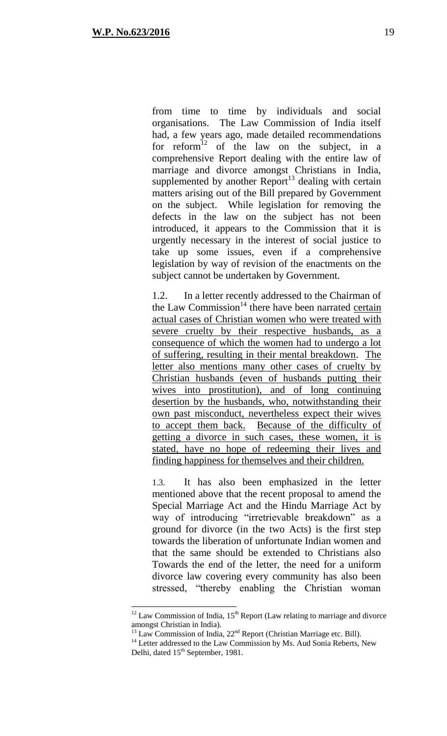from time to time by individuals and social organisations. The Law Commission of India itself had, a few years ago, made detailed recommendations for reform[12] of the law on the subject, in a comprehensive Report dealing with the entire law of marriage and divorce amongst Christians in India, supplemented by another Report[13] dealing with certain matters arising out of the Bill prepared by Government on the subject. While legislation for removing the defects in the law on the subject has not been introduced, it appears to the Commission that it is urgently necessary in the interest of social justice to take up some issues, even if a comprehensive legislation by way of revision of the enactments on the subject cannot be undertaken by Government.

1.2. In a letter recently addressed to the Chairman of the Law Commission[14] there have been narrated <u>certain actual cases of Christian women who were treated with severe cruelty by their respective husbands, as a consequence of which the women had to undergo a lot of suffering, resulting in their mental breakdown</u>. <u>The letter also mentions many other cases of cruelty by Christian husbands (even of husbands putting their wives into prostitution), and of long continuing desertion by the husbands, who, notwithstanding their own past misconduct, nevertheless expect their wives to accept them back.</u> <u>Because of the difficulty of getting a divorce in such cases, these women, it is stated, have no hope of redeeming their lives and finding happiness for themselves and their children.</u>

1.3. It has also been emphasized in the letter mentioned above that the recent proposal to amend the Special Marriage Act and the Hindu Marriage Act by way of introducing "irretrievable breakdown" as a ground for divorce (in the two Acts) is the first step towards the liberation of unfortunate Indian women and that the same should be extended to Christians also Towards the end of the letter, the need for a uniform divorce law covering every community has also been stressed, "thereby enabling the Christian woman

---

[12] Law Commission of India, 15th Report (Law relating to marriage and divorce amongst Christian in India).

[13] Law Commission of India, 22nd Report (Christian Marriage etc. Bill).

[14] Letter addressed to the Law Commission by Ms. Aud Sonia Reberts, New Delhi, dated 15th September, 1981.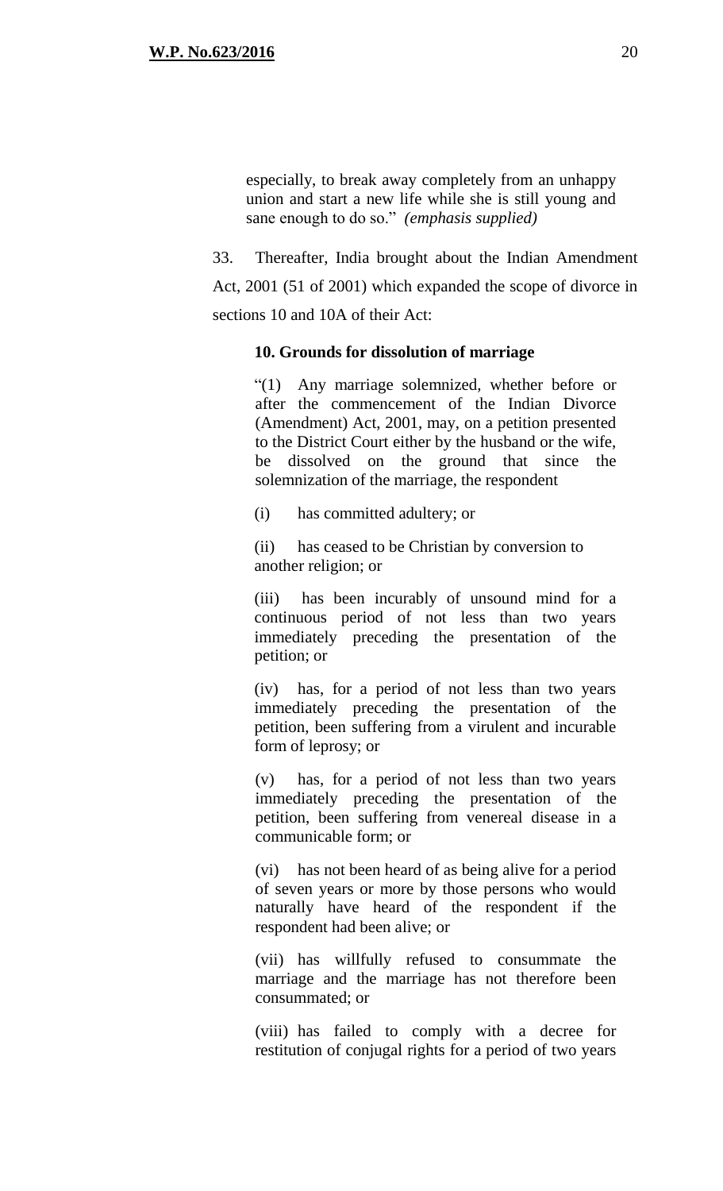> especially, to break away completely from an unhappy union and start a new life while she is still young and sane enough to do so." *(emphasis supplied)*

33. Thereafter, India brought about the Indian Amendment Act, 2001 (51 of 2001) which expanded the scope of divorce in sections 10 and 10A of their Act:

> **10. Grounds for dissolution of marriage**
>
> "(1) Any marriage solemnized, whether before or after the commencement of the Indian Divorce (Amendment) Act, 2001, may, on a petition presented to the District Court either by the husband or the wife, be dissolved on the ground that since the solemnization of the marriage, the respondent
>
> (i) has committed adultery; or
>
> (ii) has ceased to be Christian by conversion to another religion; or
>
> (iii) has been incurably of unsound mind for a continuous period of not less than two years immediately preceding the presentation of the petition; or
>
> (iv) has, for a period of not less than two years immediately preceding the presentation of the petition, been suffering from a virulent and incurable form of leprosy; or
>
> (v) has, for a period of not less than two years immediately preceding the presentation of the petition, been suffering from venereal disease in a communicable form; or
>
> (vi) has not been heard of as being alive for a period of seven years or more by those persons who would naturally have heard of the respondent if the respondent had been alive; or
>
> (vii) has willfully refused to consummate the marriage and the marriage has not therefore been consummated; or
>
> (viii) has failed to comply with a decree for restitution of conjugal rights for a period of two years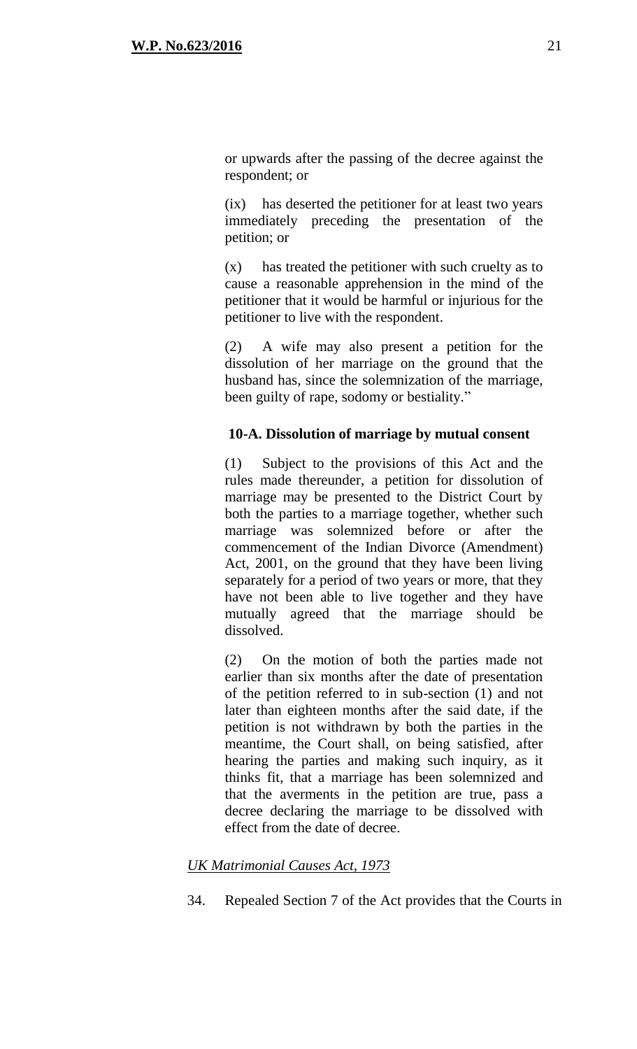or upwards after the passing of the decree against the respondent; or

(ix) has deserted the petitioner for at least two years immediately preceding the presentation of the petition; or

(x) has treated the petitioner with such cruelty as to cause a reasonable apprehension in the mind of the petitioner that it would be harmful or injurious for the petitioner to live with the respondent.

(2) A wife may also present a petition for the dissolution of her marriage on the ground that the husband has, since the solemnization of the marriage, been guilty of rape, sodomy or bestiality."

**10-A. Dissolution of marriage by mutual consent**

(1) Subject to the provisions of this Act and the rules made thereunder, a petition for dissolution of marriage may be presented to the District Court by both the parties to a marriage together, whether such marriage was solemnized before or after the commencement of the Indian Divorce (Amendment) Act, 2001, on the ground that they have been living separately for a period of two years or more, that they have not been able to live together and they have mutually agreed that the marriage should be dissolved.

(2) On the motion of both the parties made not earlier than six months after the date of presentation of the petition referred to in sub-section (1) and not later than eighteen months after the said date, if the petition is not withdrawn by both the parties in the meantime, the Court shall, on being satisfied, after hearing the parties and making such inquiry, as it thinks fit, that a marriage has been solemnized and that the averments in the petition are true, pass a decree declaring the marriage to be dissolved with effect from the date of decree.

*UK Matrimonial Causes Act, 1973*

34. Repealed Section 7 of the Act provides that the Courts in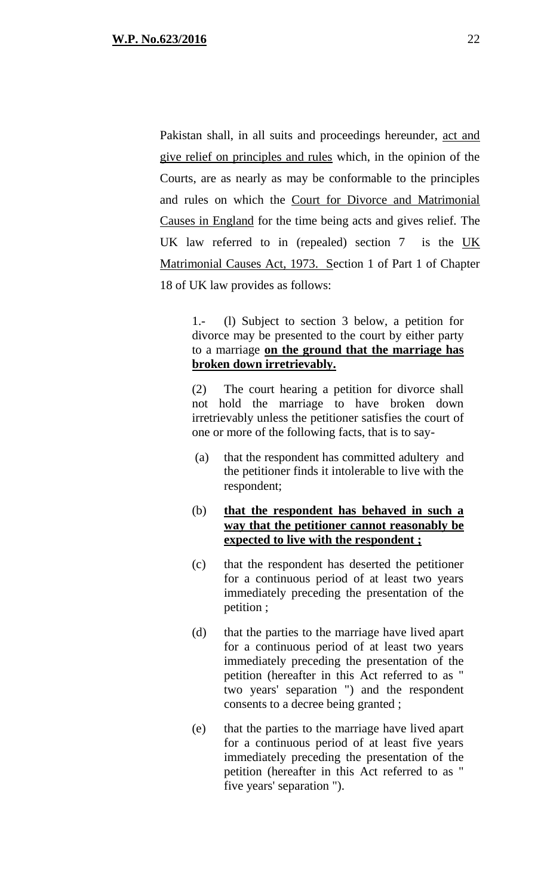Pakistan shall, in all suits and proceedings hereunder, <u>act and give relief on principles and rules</u> which, in the opinion of the Courts, are as nearly as may be conformable to the principles and rules on which the <u>Court for Divorce and Matrimonial Causes in England</u> for the time being acts and gives relief. The UK law referred to in (repealed) section 7 is the <u>UK Matrimonial Causes Act, 1973.</u> <u>S</u>ection 1 of Part 1 of Chapter 18 of UK law provides as follows:

> 1.- (l) Subject to section 3 below, a petition for divorce may be presented to the court by either party to a marriage **<u>on the ground that the marriage has broken down irretrievably.</u>**
>
> (2) The court hearing a petition for divorce shall not hold the marriage to have broken down irretrievably unless the petitioner satisfies the court of one or more of the following facts, that is to say-
>
> (a) that the respondent has committed adultery and the petitioner finds it intolerable to live with the respondent;
>
> (b) **<u>that the respondent has behaved in such a way that the petitioner cannot reasonably be expected to live with the respondent ;</u>**
>
> (c) that the respondent has deserted the petitioner for a continuous period of at least two years immediately preceding the presentation of the petition ;
>
> (d) that the parties to the marriage have lived apart for a continuous period of at least two years immediately preceding the presentation of the petition (hereafter in this Act referred to as " two years' separation ") and the respondent consents to a decree being granted ;
>
> (e) that the parties to the marriage have lived apart for a continuous period of at least five years immediately preceding the presentation of the petition (hereafter in this Act referred to as " five years' separation ").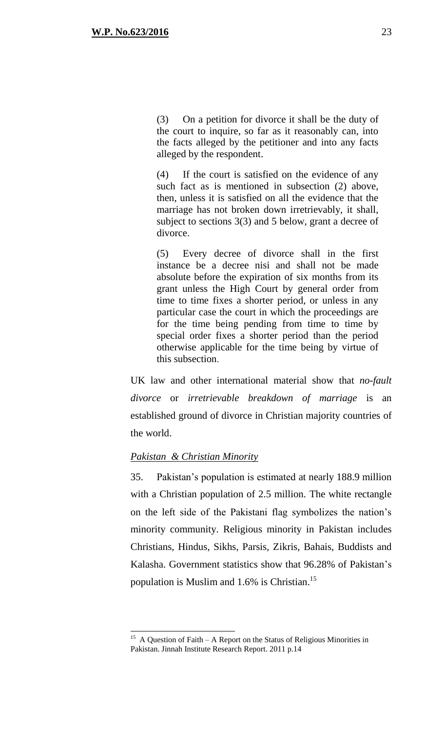> (3) On a petition for divorce it shall be the duty of the court to inquire, so far as it reasonably can, into the facts alleged by the petitioner and into any facts alleged by the respondent.
>
> (4) If the court is satisfied on the evidence of any such fact as is mentioned in subsection (2) above, then, unless it is satisfied on all the evidence that the marriage has not broken down irretrievably, it shall, subject to sections 3(3) and 5 below, grant a decree of divorce.
>
> (5) Every decree of divorce shall in the first instance be a decree nisi and shall not be made absolute before the expiration of six months from its grant unless the High Court by general order from time to time fixes a shorter period, or unless in any particular case the court in which the proceedings are for the time being pending from time to time by special order fixes a shorter period than the period otherwise applicable for the time being by virtue of this subsection.

UK law and other international material show that *no-fault divorce* or *irretrievable breakdown of marriage* is an established ground of divorce in Christian majority countries of the world.

*Pakistan & Christian Minority*

35. Pakistan's population is estimated at nearly 188.9 million with a Christian population of 2.5 million. The white rectangle on the left side of the Pakistani flag symbolizes the nation's minority community. Religious minority in Pakistan includes Christians, Hindus, Sikhs, Parsis, Zikris, Bahais, Buddists and Kalasha. Government statistics show that 96.28% of Pakistan's population is Muslim and 1.6% is Christian.[15]

---

[15] A Question of Faith – A Report on the Status of Religious Minorities in Pakistan. Jinnah Institute Research Report. 2011 p.14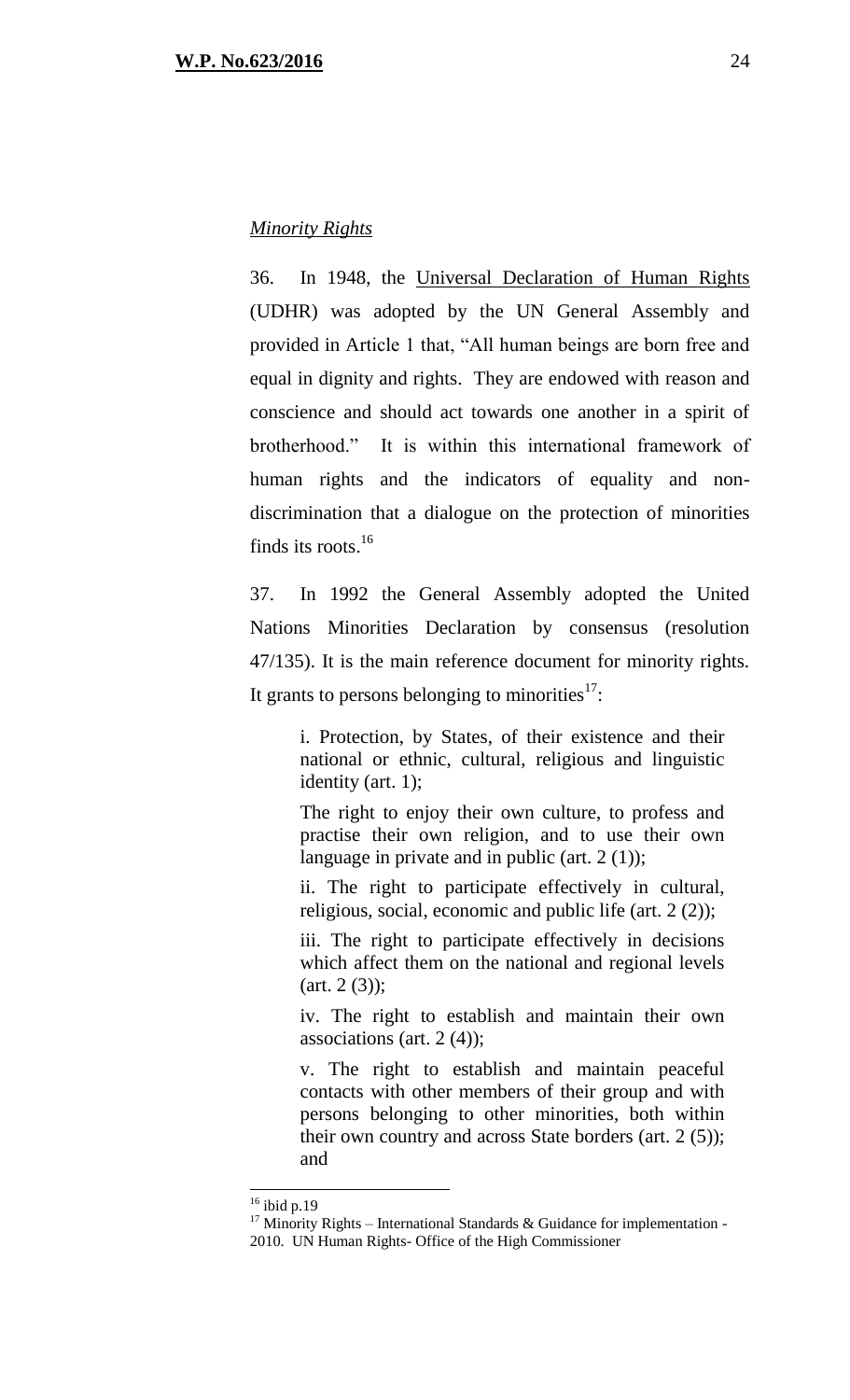*Minority Rights*

36. In 1948, the Universal Declaration of Human Rights (UDHR) was adopted by the UN General Assembly and provided in Article 1 that, "All human beings are born free and equal in dignity and rights. They are endowed with reason and conscience and should act towards one another in a spirit of brotherhood." It is within this international framework of human rights and the indicators of equality and non-discrimination that a dialogue on the protection of minorities finds its roots.[16]

37. In 1992 the General Assembly adopted the United Nations Minorities Declaration by consensus (resolution 47/135). It is the main reference document for minority rights. It grants to persons belonging to minorities[17]:

> i. Protection, by States, of their existence and their national or ethnic, cultural, religious and linguistic identity (art. 1);
>
> The right to enjoy their own culture, to profess and practise their own religion, and to use their own language in private and in public (art. 2 (1));
>
> ii. The right to participate effectively in cultural, religious, social, economic and public life (art. 2 (2));
>
> iii. The right to participate effectively in decisions which affect them on the national and regional levels (art. 2 (3));
>
> iv. The right to establish and maintain their own associations (art. 2 (4));
>
> v. The right to establish and maintain peaceful contacts with other members of their group and with persons belonging to other minorities, both within their own country and across State borders (art. 2 (5)); and

---

[16] ibid p.19

[17] Minority Rights – International Standards & Guidance for implementation - 2010. UN Human Rights- Office of the High Commissioner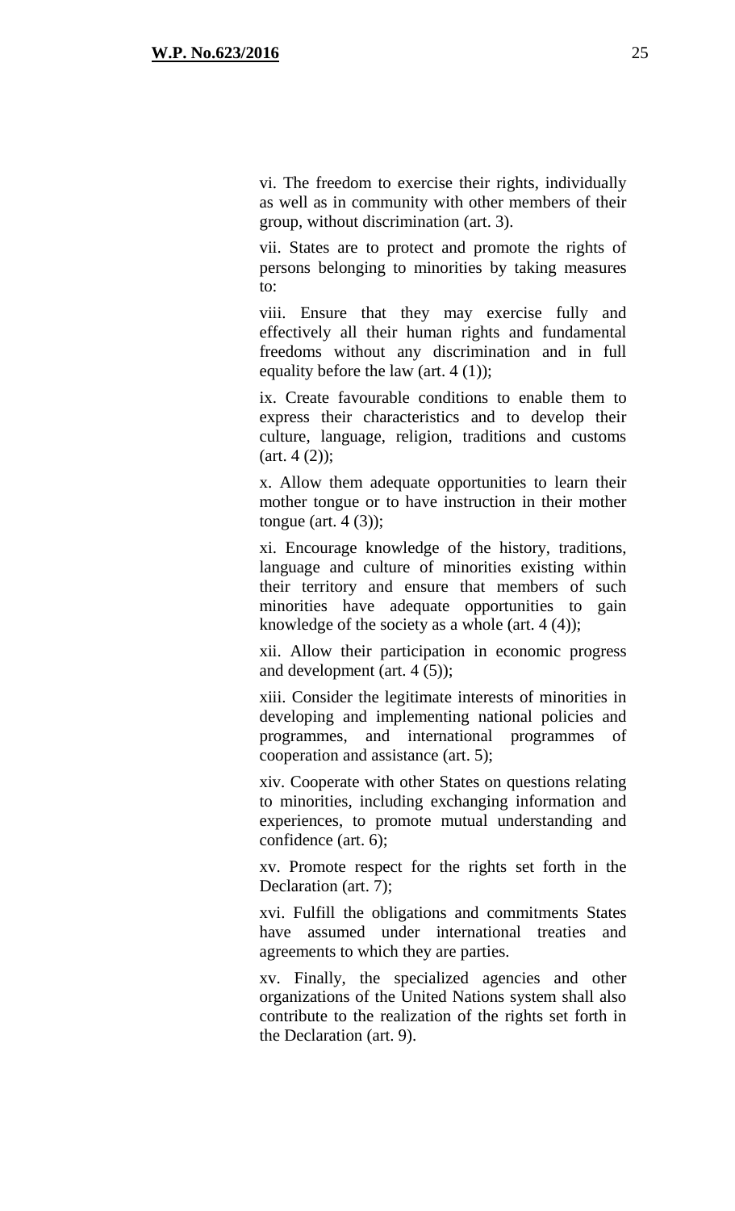vi. The freedom to exercise their rights, individually as well as in community with other members of their group, without discrimination (art. 3).

vii. States are to protect and promote the rights of persons belonging to minorities by taking measures to:

viii. Ensure that they may exercise fully and effectively all their human rights and fundamental freedoms without any discrimination and in full equality before the law (art. 4 (1));

ix. Create favourable conditions to enable them to express their characteristics and to develop their culture, language, religion, traditions and customs (art. 4 (2));

x. Allow them adequate opportunities to learn their mother tongue or to have instruction in their mother tongue (art. 4 (3));

xi. Encourage knowledge of the history, traditions, language and culture of minorities existing within their territory and ensure that members of such minorities have adequate opportunities to gain knowledge of the society as a whole (art. 4 (4));

xii. Allow their participation in economic progress and development (art. 4 (5));

xiii. Consider the legitimate interests of minorities in developing and implementing national policies and programmes, and international programmes of cooperation and assistance (art. 5);

xiv. Cooperate with other States on questions relating to minorities, including exchanging information and experiences, to promote mutual understanding and confidence (art. 6);

xv. Promote respect for the rights set forth in the Declaration (art. 7);

xvi. Fulfill the obligations and commitments States have assumed under international treaties and agreements to which they are parties.

xv. Finally, the specialized agencies and other organizations of the United Nations system shall also contribute to the realization of the rights set forth in the Declaration (art. 9).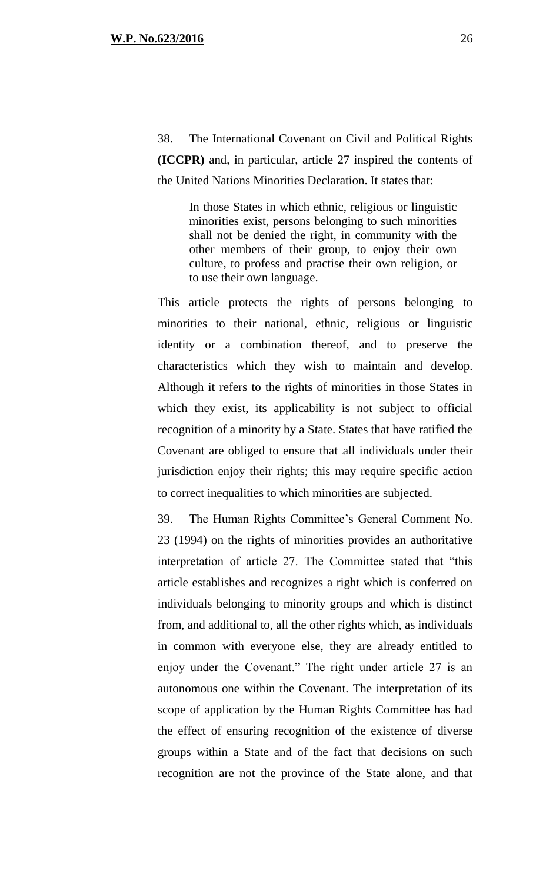38. The International Covenant on Civil and Political Rights **(ICCPR)** and, in particular, article 27 inspired the contents of the United Nations Minorities Declaration. It states that:

> In those States in which ethnic, religious or linguistic minorities exist, persons belonging to such minorities shall not be denied the right, in community with the other members of their group, to enjoy their own culture, to profess and practise their own religion, or to use their own language.

This article protects the rights of persons belonging to minorities to their national, ethnic, religious or linguistic identity or a combination thereof, and to preserve the characteristics which they wish to maintain and develop. Although it refers to the rights of minorities in those States in which they exist, its applicability is not subject to official recognition of a minority by a State. States that have ratified the Covenant are obliged to ensure that all individuals under their jurisdiction enjoy their rights; this may require specific action to correct inequalities to which minorities are subjected.

39. The Human Rights Committee's General Comment No. 23 (1994) on the rights of minorities provides an authoritative interpretation of article 27. The Committee stated that "this article establishes and recognizes a right which is conferred on individuals belonging to minority groups and which is distinct from, and additional to, all the other rights which, as individuals in common with everyone else, they are already entitled to enjoy under the Covenant." The right under article 27 is an autonomous one within the Covenant. The interpretation of its scope of application by the Human Rights Committee has had the effect of ensuring recognition of the existence of diverse groups within a State and of the fact that decisions on such recognition are not the province of the State alone, and that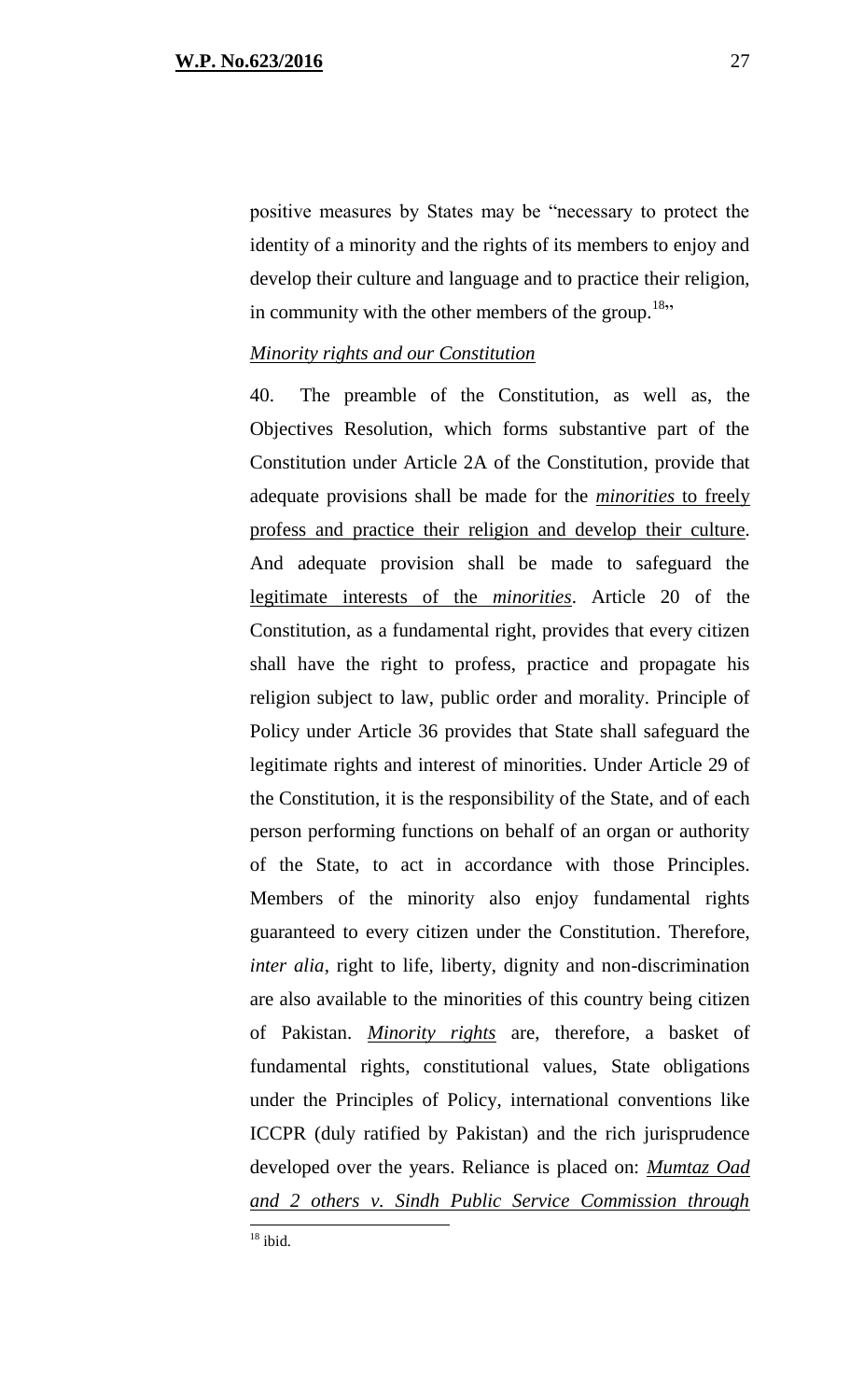positive measures by States may be "necessary to protect the identity of a minority and the rights of its members to enjoy and develop their culture and language and to practice their religion, in community with the other members of the group.[18]"

*Minority rights and our Constitution*

40. The preamble of the Constitution, as well as, the Objectives Resolution, which forms substantive part of the Constitution under Article 2A of the Constitution, provide that adequate provisions shall be made for the *minorities* to freely profess and practice their religion and develop their culture. And adequate provision shall be made to safeguard the legitimate interests of the *minorities*. Article 20 of the Constitution, as a fundamental right, provides that every citizen shall have the right to profess, practice and propagate his religion subject to law, public order and morality. Principle of Policy under Article 36 provides that State shall safeguard the legitimate rights and interest of minorities. Under Article 29 of the Constitution, it is the responsibility of the State, and of each person performing functions on behalf of an organ or authority of the State, to act in accordance with those Principles. Members of the minority also enjoy fundamental rights guaranteed to every citizen under the Constitution. Therefore, *inter alia*, right to life, liberty, dignity and non-discrimination are also available to the minorities of this country being citizen of Pakistan. ***Minority rights*** are, therefore, a basket of fundamental rights, constitutional values, State obligations under the Principles of Policy, international conventions like ICCPR (duly ratified by Pakistan) and the rich jurisprudence developed over the years. Reliance is placed on: *Mumtaz Oad and 2 others v. Sindh Public Service Commission through*

[18] ibid.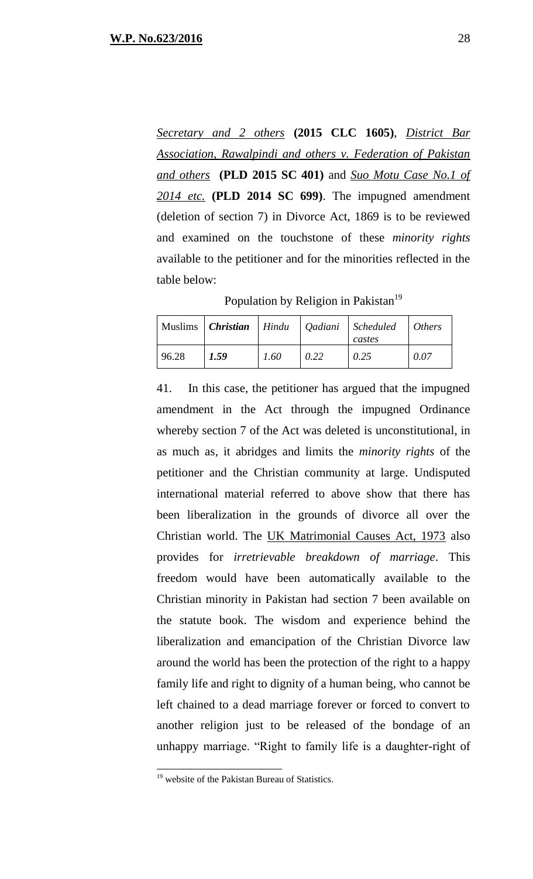*Secretary and 2 others* **(2015 CLC 1605)**, *District Bar Association, Rawalpindi and others v. Federation of Pakistan and others* **(PLD 2015 SC 401)** and *Suo Motu Case No.1 of 2014 etc.* **(PLD 2014 SC 699)**. The impugned amendment (deletion of section 7) in Divorce Act, 1869 is to be reviewed and examined on the touchstone of these *minority rights* available to the petitioner and for the minorities reflected in the table below:

Population by Religion in Pakistan[19]

| Muslims | ***Christian*** | *Hindu* | *Qadiani* | *Scheduled castes* | *Others* |
|---|---|---|---|---|---|
| 96.28 | ***1.59*** | *1.60* | *0.22* | *0.25* | *0.07* |

41. In this case, the petitioner has argued that the impugned amendment in the Act through the impugned Ordinance whereby section 7 of the Act was deleted is unconstitutional, in as much as, it abridges and limits the *minority rights* of the petitioner and the Christian community at large. Undisputed international material referred to above show that there has been liberalization in the grounds of divorce all over the Christian world. The UK Matrimonial Causes Act, 1973 also provides for *irretrievable breakdown of marriage*. This freedom would have been automatically available to the Christian minority in Pakistan had section 7 been available on the statute book. The wisdom and experience behind the liberalization and emancipation of the Christian Divorce law around the world has been the protection of the right to a happy family life and right to dignity of a human being, who cannot be left chained to a dead marriage forever or forced to convert to another religion just to be released of the bondage of an unhappy marriage. "Right to family life is a daughter-right of

[19] website of the Pakistan Bureau of Statistics.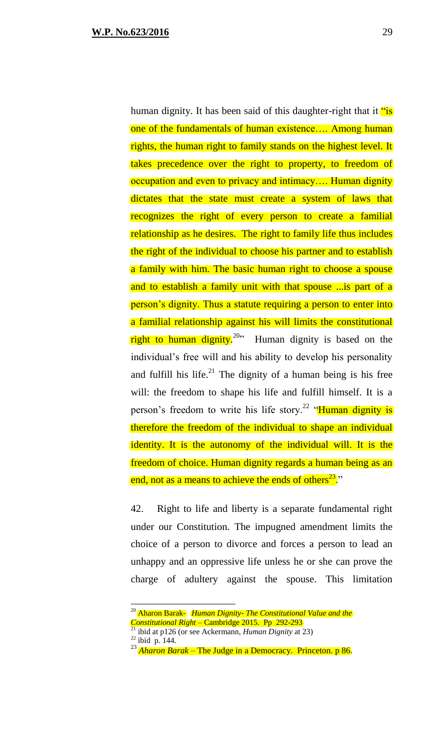human dignity. It has been said of this daughter-right that it "is one of the fundamentals of human existence…. Among human rights, the human right to family stands on the highest level. It takes precedence over the right to property, to freedom of occupation and even to privacy and intimacy…. Human dignity dictates that the state must create a system of laws that recognizes the right of every person to create a familial relationship as he desires. The right to family life thus includes the right of the individual to choose his partner and to establish a family with him. The basic human right to choose a spouse and to establish a family unit with that spouse ...is part of a person's dignity. Thus a statute requiring a person to enter into a familial relationship against his will limits the constitutional right to human dignity.[20]" Human dignity is based on the individual's free will and his ability to develop his personality and fulfill his life.[21] The dignity of a human being is his free will: the freedom to shape his life and fulfill himself. It is a person's freedom to write his life story.[22] "Human dignity is therefore the freedom of the individual to shape an individual identity. It is the autonomy of the individual will. It is the freedom of choice. Human dignity regards a human being as an end, not as a means to achieve the ends of others[23]."

42. Right to life and liberty is a separate fundamental right under our Constitution. The impugned amendment limits the choice of a person to divorce and forces a person to lead an unhappy and an oppressive life unless he or she can prove the charge of adultery against the spouse. This limitation

---

[20] Aharon Barak- *Human Dignity- The Constitutional Value and the Constitutional Right* – Cambridge 2015. Pp 292-293

[21] ibid at p126 (or see Ackermann, *Human Dignity* at 23)

[22] ibid p. 144.

[23] *Aharon Barak* – The Judge in a Democracy. Princeton. p 86.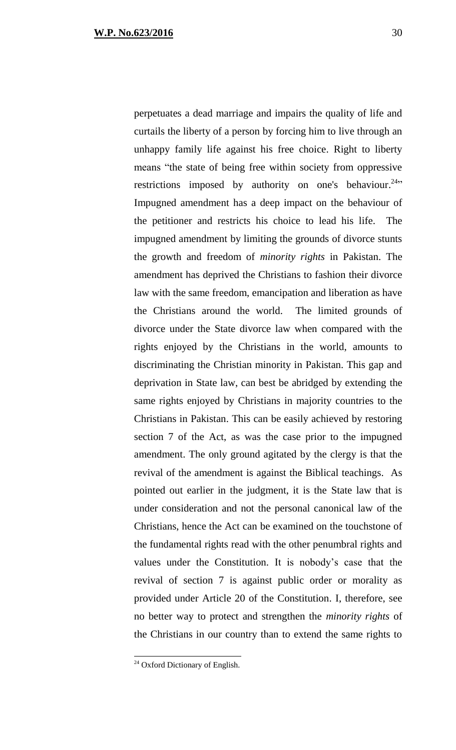perpetuates a dead marriage and impairs the quality of life and curtails the liberty of a person by forcing him to live through an unhappy family life against his free choice. Right to liberty means "the state of being free within society from oppressive restrictions imposed by authority on one's behaviour.[24]" Impugned amendment has a deep impact on the behaviour of the petitioner and restricts his choice to lead his life. The impugned amendment by limiting the grounds of divorce stunts the growth and freedom of *minority rights* in Pakistan. The amendment has deprived the Christians to fashion their divorce law with the same freedom, emancipation and liberation as have the Christians around the world. The limited grounds of divorce under the State divorce law when compared with the rights enjoyed by the Christians in the world, amounts to discriminating the Christian minority in Pakistan. This gap and deprivation in State law, can best be abridged by extending the same rights enjoyed by Christians in majority countries to the Christians in Pakistan. This can be easily achieved by restoring section 7 of the Act, as was the case prior to the impugned amendment. The only ground agitated by the clergy is that the revival of the amendment is against the Biblical teachings. As pointed out earlier in the judgment, it is the State law that is under consideration and not the personal canonical law of the Christians, hence the Act can be examined on the touchstone of the fundamental rights read with the other penumbral rights and values under the Constitution. It is nobody's case that the revival of section 7 is against public order or morality as provided under Article 20 of the Constitution. I, therefore, see no better way to protect and strengthen the *minority rights* of the Christians in our country than to extend the same rights to

---

[24] Oxford Dictionary of English.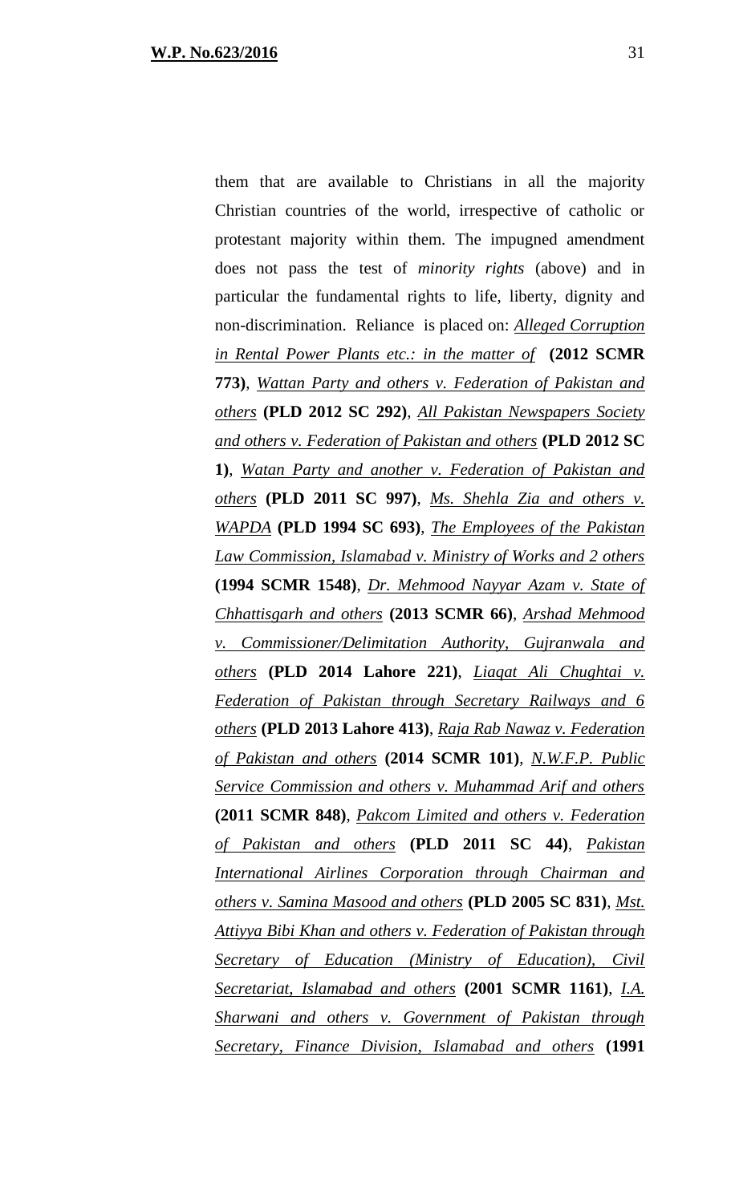them that are available to Christians in all the majority Christian countries of the world, irrespective of catholic or protestant majority within them. The impugned amendment does not pass the test of *minority rights* (above) and in particular the fundamental rights to life, liberty, dignity and non-discrimination. Reliance is placed on: *Alleged Corruption in Rental Power Plants etc.: in the matter of* **(2012 SCMR 773)**, *Wattan Party and others v. Federation of Pakistan and others* **(PLD 2012 SC 292)**, *All Pakistan Newspapers Society and others v. Federation of Pakistan and others* **(PLD 2012 SC 1)**, *Watan Party and another v. Federation of Pakistan and others* **(PLD 2011 SC 997)**, *Ms. Shehla Zia and others v. WAPDA* **(PLD 1994 SC 693)**, *The Employees of the Pakistan Law Commission, Islamabad v. Ministry of Works and 2 others* **(1994 SCMR 1548)**, *Dr. Mehmood Nayyar Azam v. State of Chhattisgarh and others* **(2013 SCMR 66)**, *Arshad Mehmood v. Commissioner/Delimitation Authority, Gujranwala and others* **(PLD 2014 Lahore 221)**, *Liaqat Ali Chughtai v. Federation of Pakistan through Secretary Railways and 6 others* **(PLD 2013 Lahore 413)**, *Raja Rab Nawaz v. Federation of Pakistan and others* **(2014 SCMR 101)**, *N.W.F.P. Public Service Commission and others v. Muhammad Arif and others* **(2011 SCMR 848)**, *Pakcom Limited and others v. Federation of Pakistan and others* **(PLD 2011 SC 44)**, *Pakistan International Airlines Corporation through Chairman and others v. Samina Masood and others* **(PLD 2005 SC 831)**, *Mst. Attiyya Bibi Khan and others v. Federation of Pakistan through Secretary of Education (Ministry of Education), Civil Secretariat, Islamabad and others* **(2001 SCMR 1161)**, *I.A. Sharwani and others v. Government of Pakistan through Secretary, Finance Division, Islamabad and others* **(1991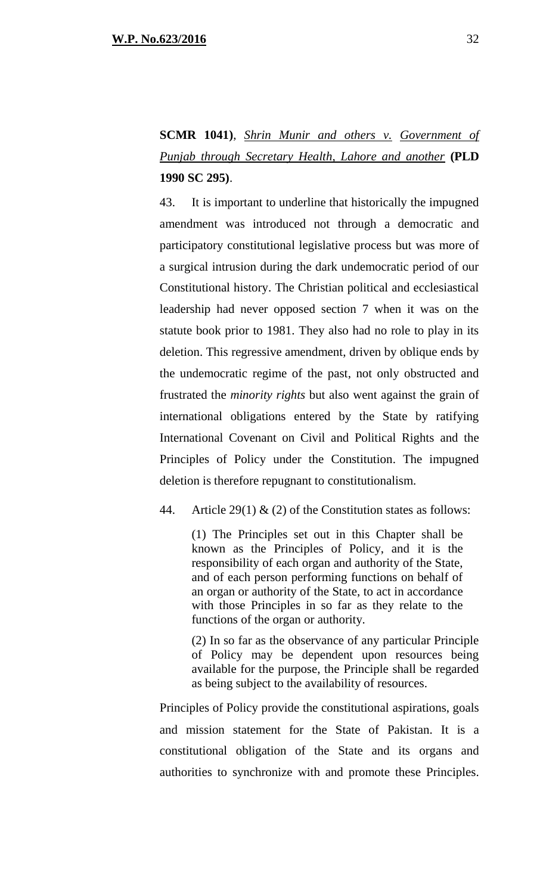**SCMR 1041)**, _Shrin Munir and others v._ _Government of Punjab through Secretary Health, Lahore and another_ **(PLD 1990 SC 295)**.

43. It is important to underline that historically the impugned amendment was introduced not through a democratic and participatory constitutional legislative process but was more of a surgical intrusion during the dark undemocratic period of our Constitutional history. The Christian political and ecclesiastical leadership had never opposed section 7 when it was on the statute book prior to 1981. They also had no role to play in its deletion. This regressive amendment, driven by oblique ends by the undemocratic regime of the past, not only obstructed and frustrated the *minority rights* but also went against the grain of international obligations entered by the State by ratifying International Covenant on Civil and Political Rights and the Principles of Policy under the Constitution. The impugned deletion is therefore repugnant to constitutionalism.

44. Article 29(1) & (2) of the Constitution states as follows:

> (1) The Principles set out in this Chapter shall be known as the Principles of Policy, and it is the responsibility of each organ and authority of the State, and of each person performing functions on behalf of an organ or authority of the State, to act in accordance with those Principles in so far as they relate to the functions of the organ or authority.
>
> (2) In so far as the observance of any particular Principle of Policy may be dependent upon resources being available for the purpose, the Principle shall be regarded as being subject to the availability of resources.

Principles of Policy provide the constitutional aspirations, goals and mission statement for the State of Pakistan. It is a constitutional obligation of the State and its organs and authorities to synchronize with and promote these Principles.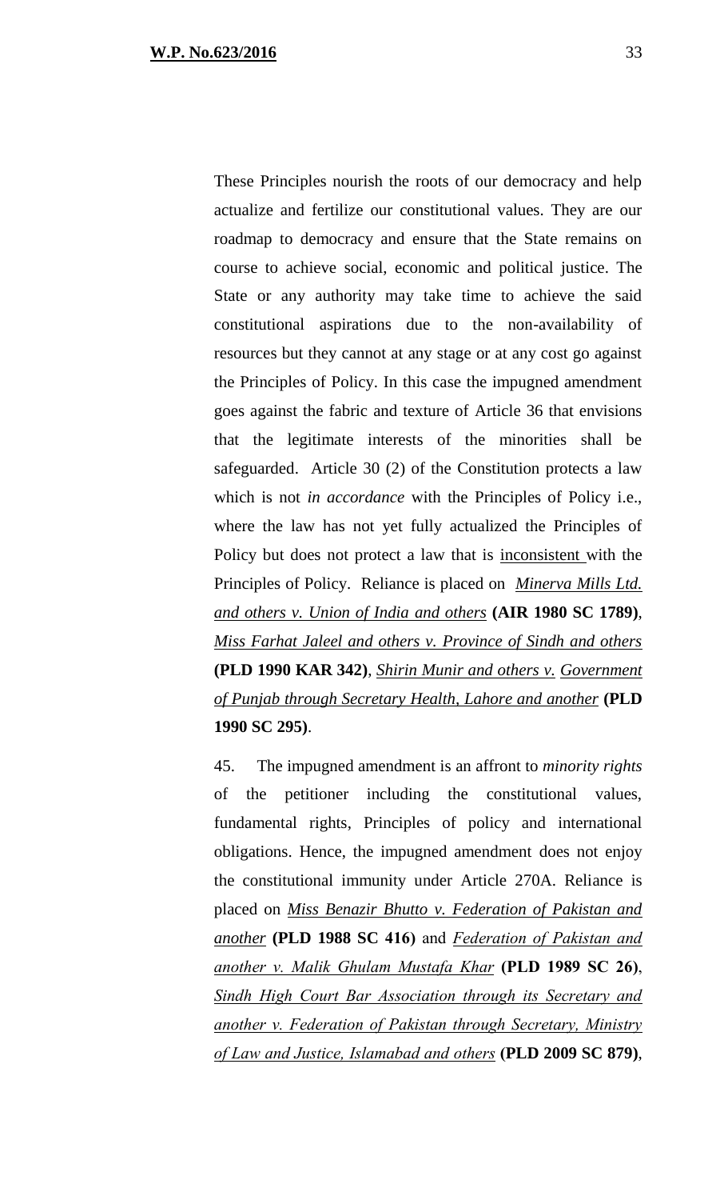These Principles nourish the roots of our democracy and help actualize and fertilize our constitutional values. They are our roadmap to democracy and ensure that the State remains on course to achieve social, economic and political justice. The State or any authority may take time to achieve the said constitutional aspirations due to the non-availability of resources but they cannot at any stage or at any cost go against the Principles of Policy. In this case the impugned amendment goes against the fabric and texture of Article 36 that envisions that the legitimate interests of the minorities shall be safeguarded. Article 30 (2) of the Constitution protects a law which is not *in accordance* with the Principles of Policy i.e., where the law has not yet fully actualized the Principles of Policy but does not protect a law that is <u>inconsistent</u> with the Principles of Policy. Reliance is placed on <u>*Minerva Mills Ltd. and others v. Union of India and others*</u> **(AIR 1980 SC 1789)**, <u>*Miss Farhat Jaleel and others v. Province of Sindh and others*</u> **(PLD 1990 KAR 342)**, <u>*Shirin Munir and others v. Government of Punjab through Secretary Health, Lahore and another*</u> **(PLD 1990 SC 295)**.

45. The impugned amendment is an affront to *minority rights* of the petitioner including the constitutional values, fundamental rights, Principles of policy and international obligations. Hence, the impugned amendment does not enjoy the constitutional immunity under Article 270A. Reliance is placed on <u>*Miss Benazir Bhutto v. Federation of Pakistan and another*</u> **(PLD 1988 SC 416)** and <u>*Federation of Pakistan and another v. Malik Ghulam Mustafa Khar*</u> **(PLD 1989 SC 26)**, <u>*Sindh High Court Bar Association through its Secretary and another v. Federation of Pakistan through Secretary, Ministry of Law and Justice, Islamabad and others*</u> **(PLD 2009 SC 879)**,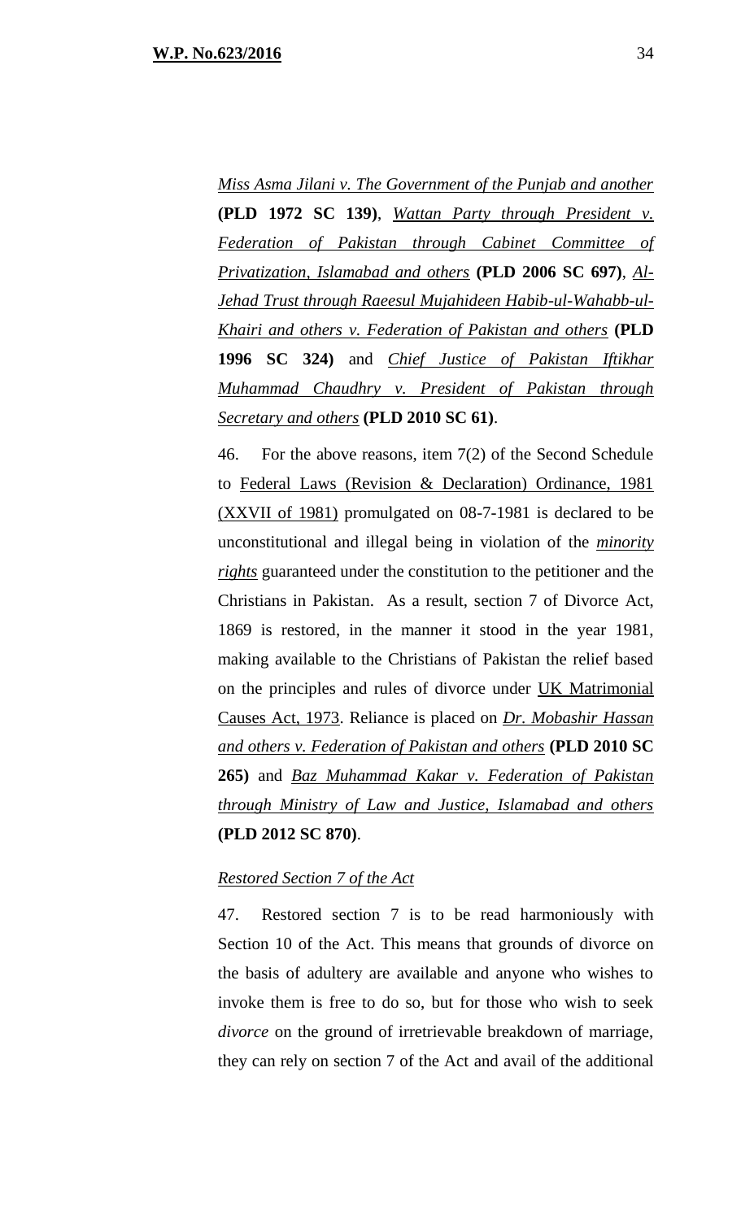*Miss Asma Jilani v. The Government of the Punjab and another* **(PLD 1972 SC 139)**, *Wattan Party through President v. Federation of Pakistan through Cabinet Committee of Privatization, Islamabad and others* **(PLD 2006 SC 697)**, *Al-Jehad Trust through Raeesul Mujahideen Habib-ul-Wahabb-ul-Khairi and others v. Federation of Pakistan and others* **(PLD 1996 SC 324)** and *Chief Justice of Pakistan Iftikhar Muhammad Chaudhry v. President of Pakistan through Secretary and others* **(PLD 2010 SC 61)**.

46. For the above reasons, item 7(2) of the Second Schedule to Federal Laws (Revision & Declaration) Ordinance, 1981 (XXVII of 1981) promulgated on 08-7-1981 is declared to be unconstitutional and illegal being in violation of the ***minority rights*** guaranteed under the constitution to the petitioner and the Christians in Pakistan. As a result, section 7 of Divorce Act, 1869 is restored, in the manner it stood in the year 1981, making available to the Christians of Pakistan the relief based on the principles and rules of divorce under UK Matrimonial Causes Act, 1973. Reliance is placed on ***Dr. Mobashir Hassan and others v. Federation of Pakistan and others*** **(PLD 2010 SC 265)** and ***Baz Muhammad Kakar v. Federation of Pakistan through Ministry of Law and Justice, Islamabad and others*** **(PLD 2012 SC 870)**.

*Restored Section 7 of the Act*

47. Restored section 7 is to be read harmoniously with Section 10 of the Act. This means that grounds of divorce on the basis of adultery are available and anyone who wishes to invoke them is free to do so, but for those who wish to seek *divorce* on the ground of irretrievable breakdown of marriage, they can rely on section 7 of the Act and avail of the additional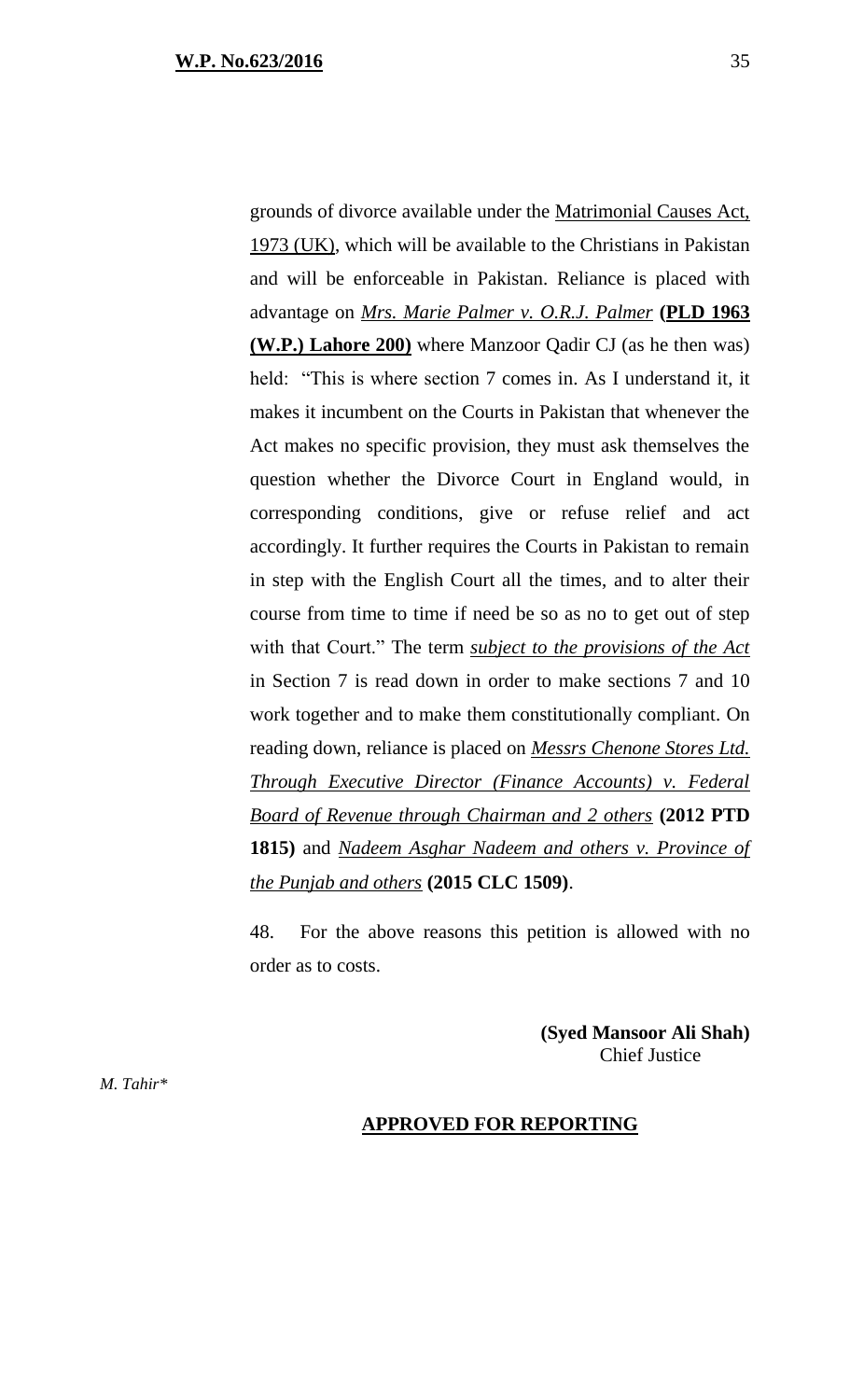grounds of divorce available under the Matrimonial Causes Act, 1973 (UK), which will be available to the Christians in Pakistan and will be enforceable in Pakistan. Reliance is placed with advantage on *Mrs. Marie Palmer v. O.R.J. Palmer* **(PLD 1963 (W.P.) Lahore 200)** where Manzoor Qadir CJ (as he then was) held: "This is where section 7 comes in. As I understand it, it makes it incumbent on the Courts in Pakistan that whenever the Act makes no specific provision, they must ask themselves the question whether the Divorce Court in England would, in corresponding conditions, give or refuse relief and act accordingly. It further requires the Courts in Pakistan to remain in step with the English Court all the times, and to alter their course from time to time if need be so as no to get out of step with that Court." The term *subject to the provisions of the Act* in Section 7 is read down in order to make sections 7 and 10 work together and to make them constitutionally compliant. On reading down, reliance is placed on *Messrs Chenone Stores Ltd. Through Executive Director (Finance Accounts) v. Federal Board of Revenue through Chairman and 2 others* **(2012 PTD 1815)** and *Nadeem Asghar Nadeem and others v. Province of the Punjab and others* **(2015 CLC 1509)**.

48. For the above reasons this petition is allowed with no order as to costs.

**(Syed Mansoor Ali Shah)**
Chief Justice

*M. Tahir**

**APPROVED FOR REPORTING**